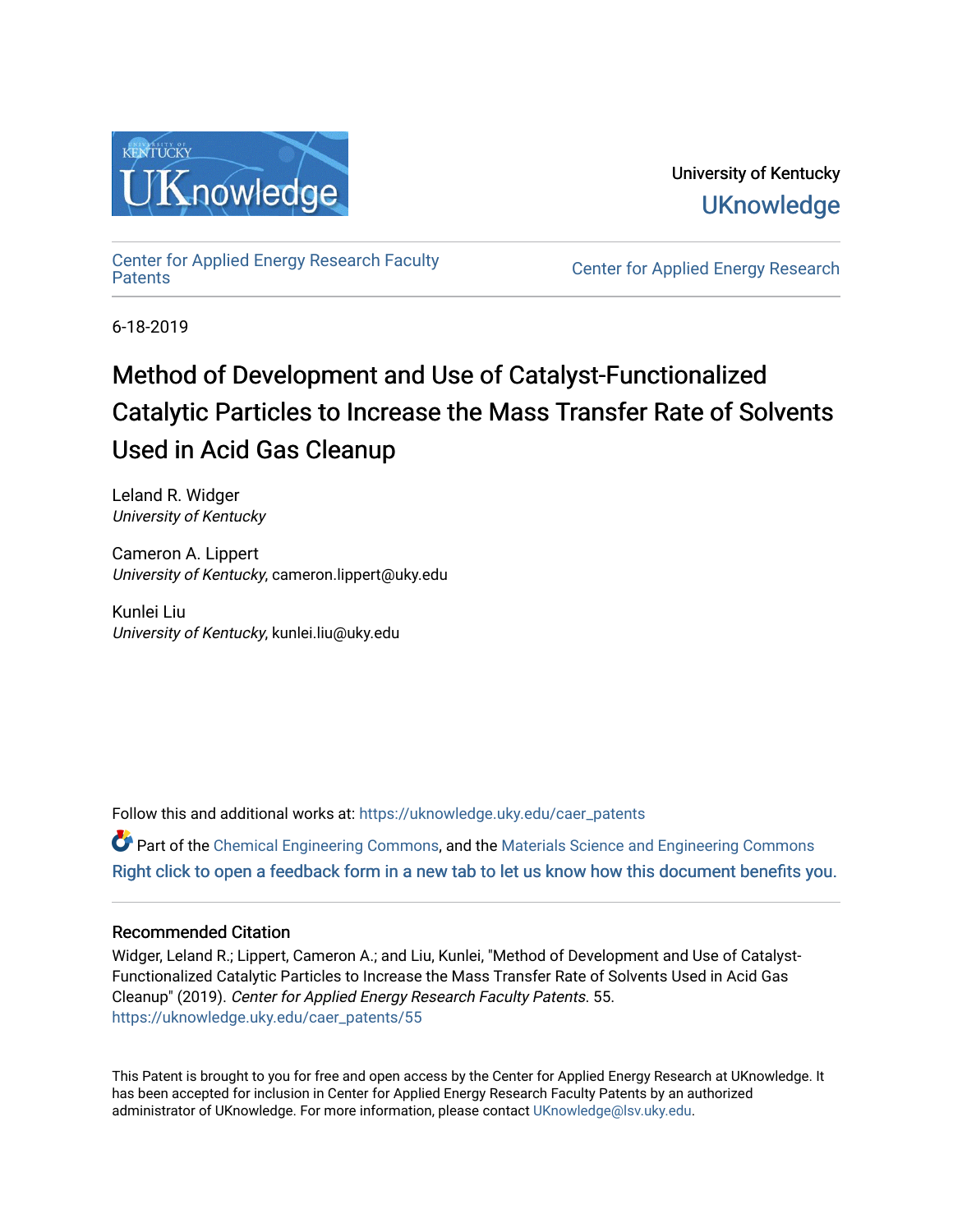University of Kentucky

UKnowledge

Center for Applied Energy Research Faculty Patents

Center for Applied Energy Research

6-18-2019

# Method of Development and Use of Catalyst-Functionalized Catalytic Particles to Increase the Mass Transfer Rate of Solvents Used in Acid Gas Cleanup

Leland R. Widger
*University of Kentucky*

Cameron A. Lippert
*University of Kentucky*, cameron.lippert@uky.edu

Kunlei Liu
*University of Kentucky*, kunlei.liu@uky.edu

Follow this and additional works at: https://uknowledge.uky.edu/caer_patents

Part of the Chemical Engineering Commons, and the Materials Science and Engineering Commons

Right click to open a feedback form in a new tab to let us know how this document benefits you.

### Recommended Citation

Widger, Leland R.; Lippert, Cameron A.; and Liu, Kunlei, "Method of Development and Use of Catalyst-Functionalized Catalytic Particles to Increase the Mass Transfer Rate of Solvents Used in Acid Gas Cleanup" (2019). *Center for Applied Energy Research Faculty Patents*. 55.
https://uknowledge.uky.edu/caer_patents/55

This Patent is brought to you for free and open access by the Center for Applied Energy Research at UKnowledge. It has been accepted for inclusion in Center for Applied Energy Research Faculty Patents by an authorized administrator of UKnowledge. For more information, please contact UKnowledge@lsv.uky.edu.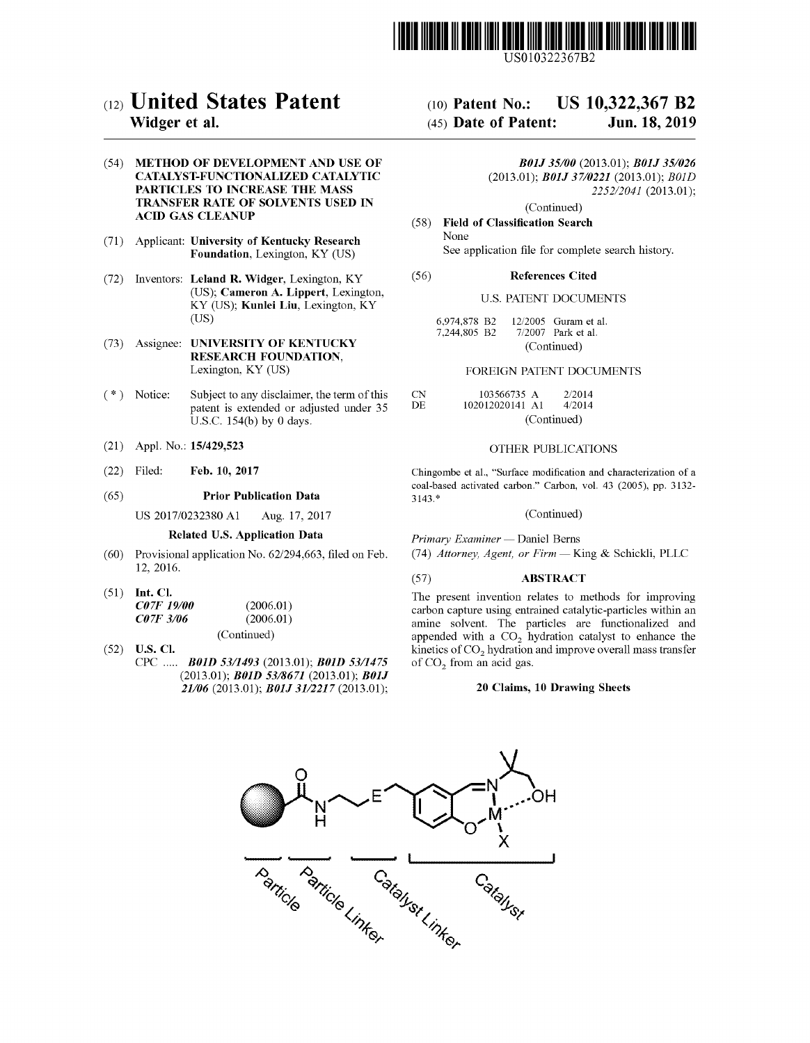# (12) United States Patent
**Widger et al.**

(10) **Patent No.: US 10,322,367 B2**

(45) **Date of Patent: Jun. 18, 2019**

(54) **METHOD OF DEVELOPMENT AND USE OF CATALYST-FUNCTIONALIZED CATALYTIC PARTICLES TO INCREASE THE MASS TRANSFER RATE OF SOLVENTS USED IN ACID GAS CLEANUP**

(71) Applicant: **University of Kentucky Research Foundation**, Lexington, KY (US)

(72) Inventors: **Leland R. Widger**, Lexington, KY (US); **Cameron A. Lippert**, Lexington, KY (US); **Kunlei Liu**, Lexington, KY (US)

(73) Assignee: **UNIVERSITY OF KENTUCKY RESEARCH FOUNDATION**, Lexington, KY (US)

( * ) Notice: Subject to any disclaimer, the term of this patent is extended or adjusted under 35 U.S.C. 154(b) by 0 days.

(21) Appl. No.: **15/429,523**

(22) Filed: **Feb. 10, 2017**

(65) **Prior Publication Data**

US 2017/0232380 A1 Aug. 17, 2017

**Related U.S. Application Data**

(60) Provisional application No. 62/294,663, filed on Feb. 12, 2016.

(51) **Int. Cl.**

| | |
|---|---|
| ***C07F 19/00*** | (2006.01) |
| ***C07F 3/06*** | (2006.01) |

(Continued)

(52) **U.S. Cl.**

CPC ..... ***B01D 53/1493*** (2013.01); ***B01D 53/1475*** (2013.01); ***B01D 53/8671*** (2013.01); ***B01J 21/06*** (2013.01); ***B01J 31/2217*** (2013.01); ***B01J 35/00*** (2013.01); ***B01J 35/026*** (2013.01); ***B01J 37/0221*** (2013.01); *B01D 2252/2041* (2013.01);

(Continued)

(58) **Field of Classification Search**

None

See application file for complete search history.

(56) **References Cited**

U.S. PATENT DOCUMENTS

| | | |
|---|---|---|
| 6,974,878 B2 | 12/2005 | Guram et al. |
| 7,244,805 B2 | 7/2007 | Park et al. |

(Continued)

FOREIGN PATENT DOCUMENTS

| | | |
|---|---|---|
| CN | 103566735 A | 2/2014 |
| DE | 102012020141 A1 | 4/2014 |

(Continued)

OTHER PUBLICATIONS

Chingombe et al., "Surface modification and characterization of a coal-based activated carbon." Carbon, vol. 43 (2005), pp. 3132-3143.*

(Continued)

*Primary Examiner* — Daniel Berns

(74) *Attorney, Agent, or Firm* — King & Schickli, PLLC

(57) **ABSTRACT**

The present invention relates to methods for improving carbon capture using entrained catalytic-particles within an amine solvent. The particles are functionalized and appended with a $CO_2$ hydration catalyst to enhance the kinetics of $CO_2$ hydration and improve overall mass transfer of $CO_2$ from an acid gas.

**20 Claims, 10 Drawing Sheets**

Particle — Particle Linker — Catalyst Linker — Catalyst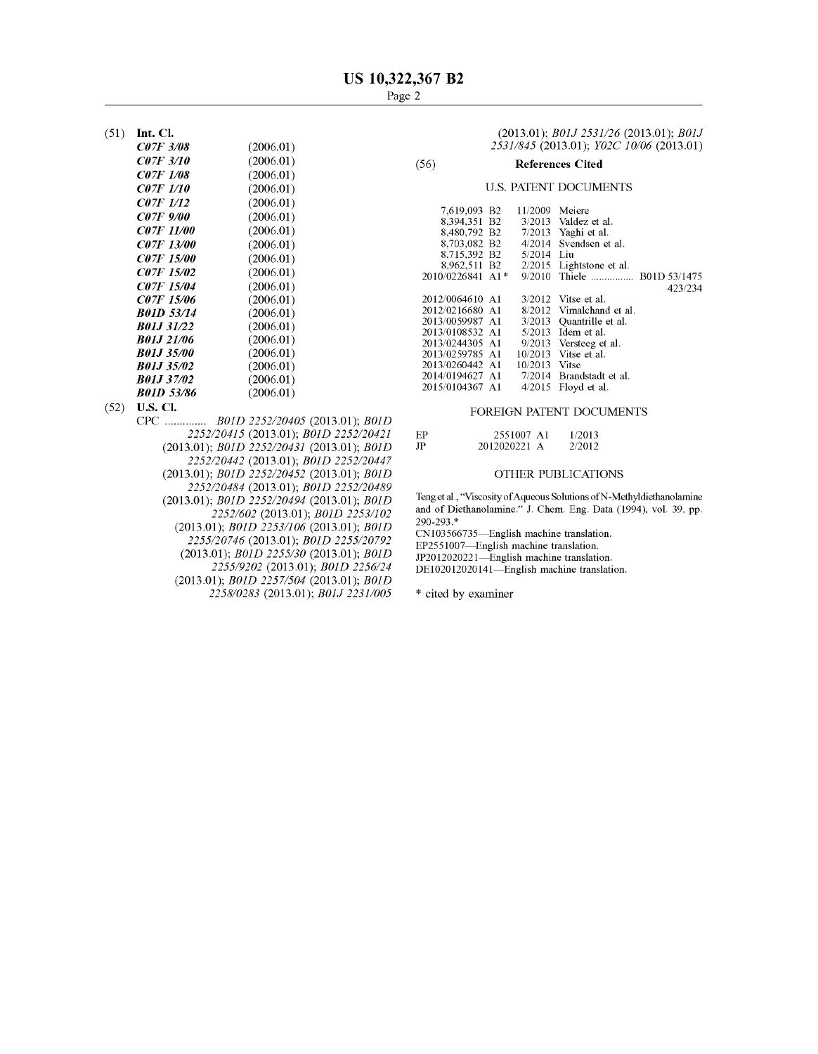(51) **Int. Cl.**

| | |
|---|---|
| ***C07F 3/08*** | (2006.01) |
| ***C07F 3/10*** | (2006.01) |
| ***C07F 1/08*** | (2006.01) |
| ***C07F 1/10*** | (2006.01) |
| ***C07F 1/12*** | (2006.01) |
| ***C07F 9/00*** | (2006.01) |
| ***C07F 11/00*** | (2006.01) |
| ***C07F 13/00*** | (2006.01) |
| ***C07F 15/00*** | (2006.01) |
| ***C07F 15/02*** | (2006.01) |
| ***C07F 15/04*** | (2006.01) |
| ***C07F 15/06*** | (2006.01) |
| ***B01D 53/14*** | (2006.01) |
| ***B01J 31/22*** | (2006.01) |
| ***B01J 21/06*** | (2006.01) |
| ***B01J 35/00*** | (2006.01) |
| ***B01J 35/02*** | (2006.01) |
| ***B01J 37/02*** | (2006.01) |
| ***B01D 53/86*** | (2006.01) |

(52) **U.S. Cl.**

CPC .............. *B01D 2252/20405* (2013.01); *B01D 2252/20415* (2013.01); *B01D 2252/20421* (2013.01); *B01D 2252/20431* (2013.01); *B01D 2252/20442* (2013.01); *B01D 2252/20447* (2013.01); *B01D 2252/20452* (2013.01); *B01D 2252/20484* (2013.01); *B01D 2252/20489* (2013.01); *B01D 2252/20494* (2013.01); *B01D 2252/602* (2013.01); *B01D 2253/102* (2013.01); *B01D 2253/106* (2013.01); *B01D 2255/20746* (2013.01); *B01D 2255/20792* (2013.01); *B01D 2255/30* (2013.01); *B01D 2255/9202* (2013.01); *B01D 2256/24* (2013.01); *B01D 2257/504* (2013.01); *B01D 2258/0283* (2013.01); *B01J 2231/005* (2013.01); *B01J 2531/26* (2013.01); *B01J 2531/845* (2013.01); *Y02C 10/06* (2013.01)

(56) **References Cited**

U.S. PATENT DOCUMENTS

| | | |
|---|---|---|
| 7,619,093 B2 | 11/2009 | Meiere |
| 8,394,351 B2 | 3/2013 | Valdez et al. |
| 8,480,792 B2 | 7/2013 | Yaghi et al. |
| 8,703,082 B2 | 4/2014 | Svendsen et al. |
| 8,715,392 B2 | 5/2014 | Liu |
| 8,962,511 B2 | 2/2015 | Lightstone et al. |
| 2010/0226841 A1* | 9/2010 | Thiele ................ B01D 53/1475 423/234 |
| 2012/0064610 A1 | 3/2012 | Vitse et al. |
| 2012/0216680 A1 | 8/2012 | Vimalchand et al. |
| 2013/0059987 A1 | 3/2013 | Quantrille et al. |
| 2013/0108532 A1 | 5/2013 | Idem et al. |
| 2013/0244305 A1 | 9/2013 | Versteeg et al. |
| 2013/0259785 A1 | 10/2013 | Vitse et al. |
| 2013/0260442 A1 | 10/2013 | Vitse |
| 2014/0194627 A1 | 7/2014 | Brandstadt et al. |
| 2015/0104367 A1 | 4/2015 | Floyd et al. |

FOREIGN PATENT DOCUMENTS

| | | |
|---|---|---|
| EP | 2551007 A1 | 1/2013 |
| JP | 2012020221 A | 2/2012 |

OTHER PUBLICATIONS

Teng et al., "Viscosity of Aqueous Solutions of N-Methyldiethanolamine and of Diethanolamine." J. Chem. Eng. Data (1994), vol. 39, pp. 290-293.*

CN103566735—English machine translation.

EP2551007—English machine translation.

JP2012020221—English machine translation.

DE102012020141—English machine translation.

\* cited by examiner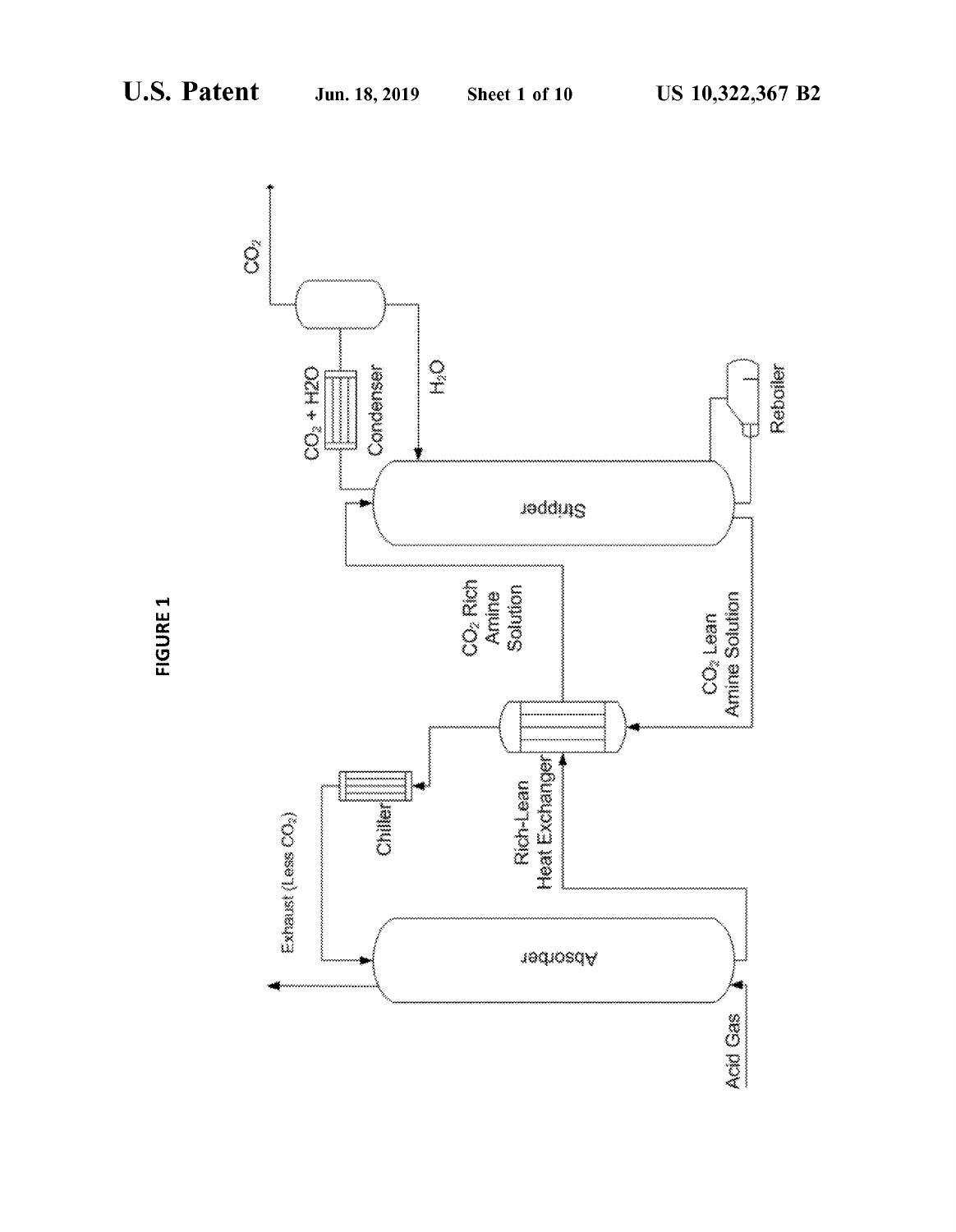FIGURE 1

Exhaust (Less $CO_2$)

Chiller

Rich-Lean Heat Exchanger

Absorber

Acid Gas

$CO_2$ Rich Amine Solution

$CO_2$ Lean Amine Solution

Stripper

Reboiler

$CO_2 + H2O$

Condenser

$H_2O$

$CO_2$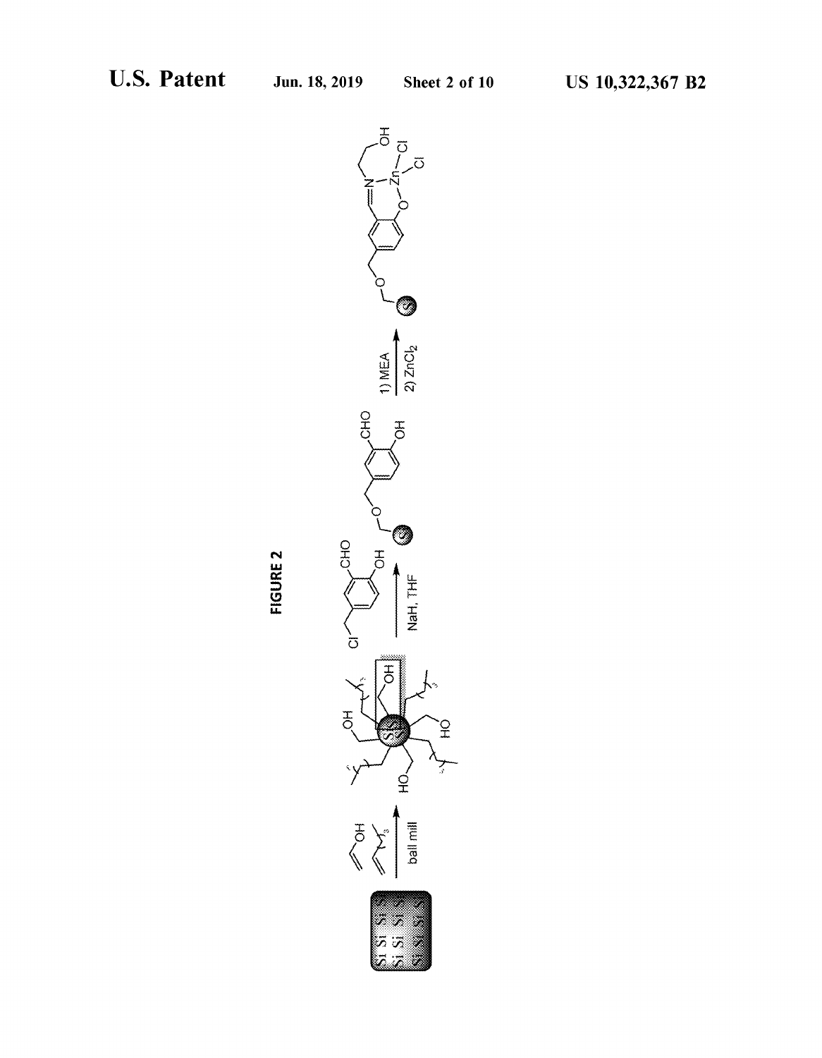FIGURE 2

ball mill

NaH, THF

1) MEA

2) $ZnCl_2$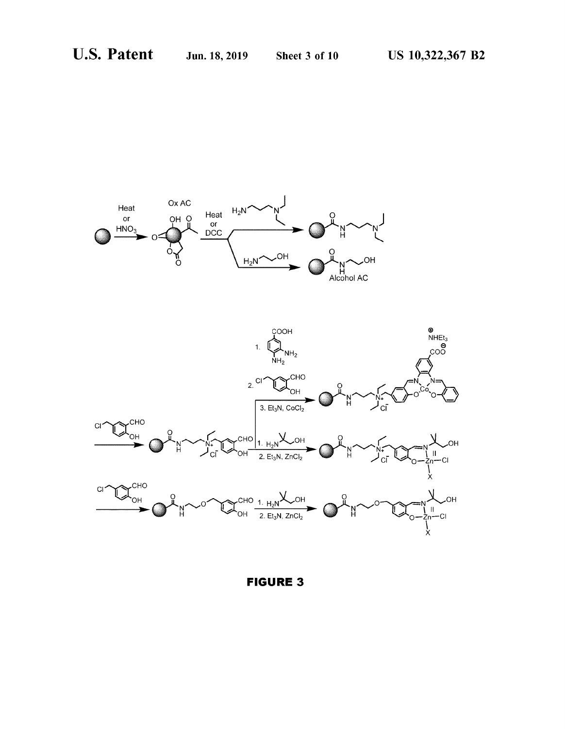Heat or $HNO_3$

Ox AC

Heat or DCC

Alcohol AC

1. 

2. 

3. $Et_3N$, $CoCl_2$

1. 

2. $Et_3N$, $ZnCl_2$

1. 

2. $Et_3N$, $ZnCl_2$

**FIGURE 3**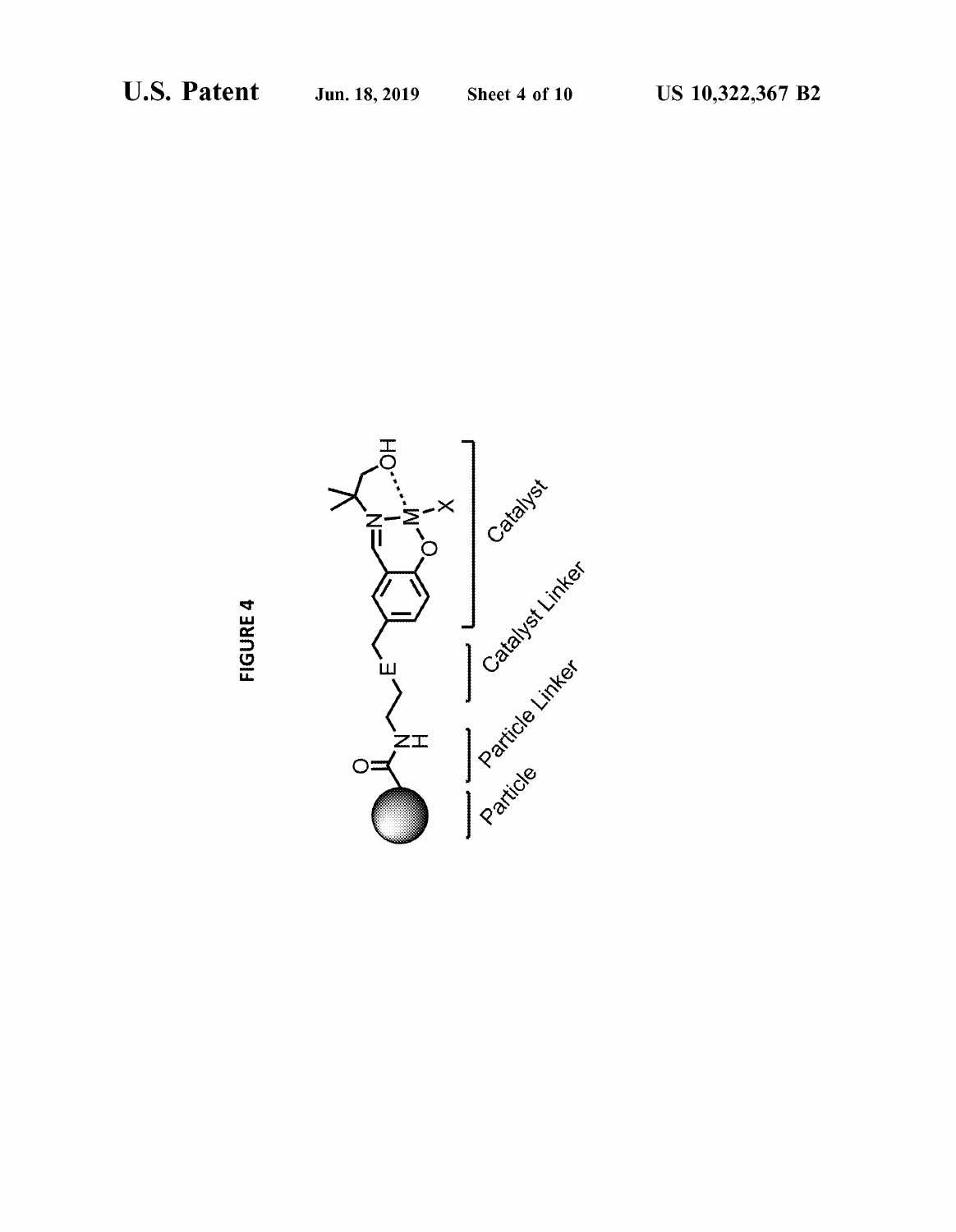FIGURE 4

Catalyst

Catalyst Linker

Particle Linker

Particle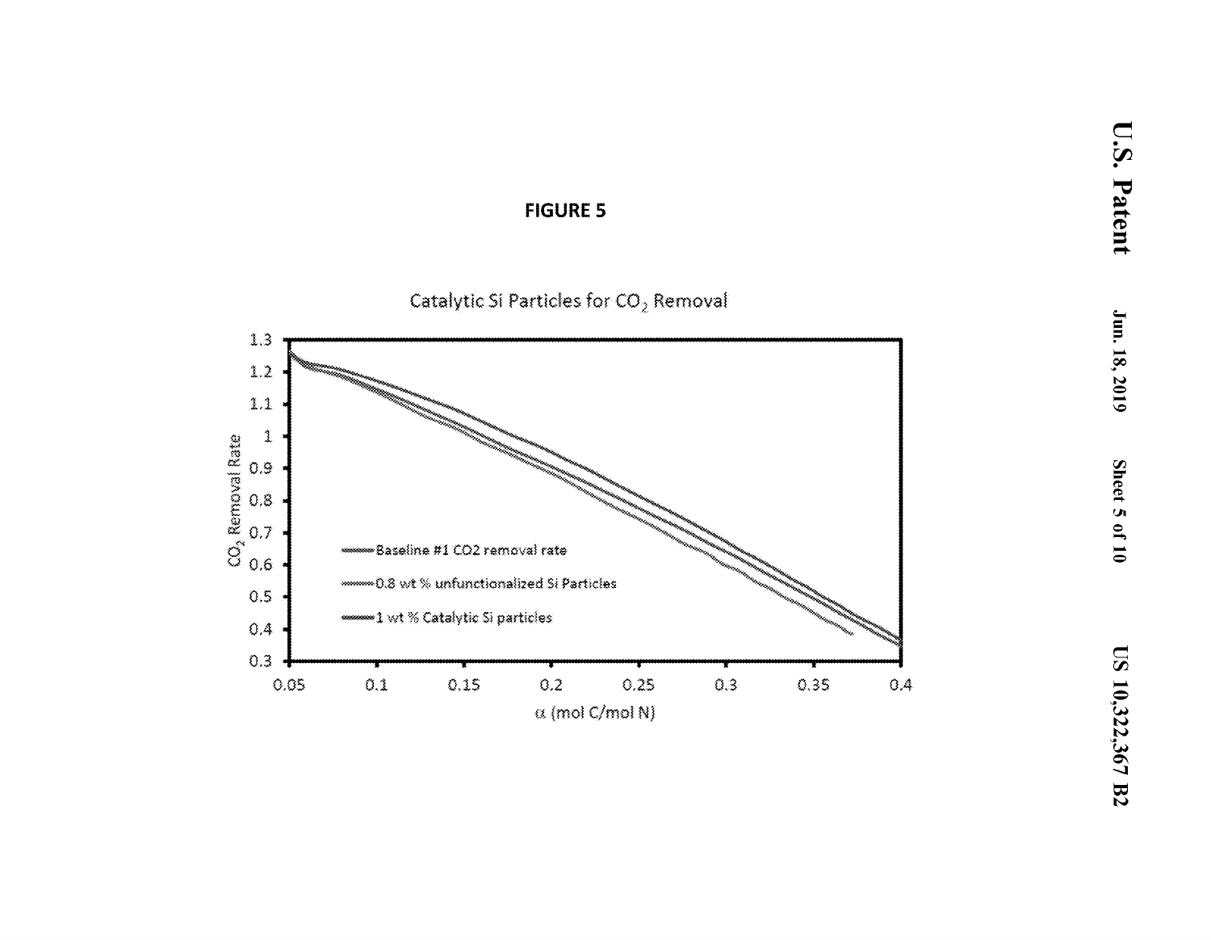**FIGURE 5**

Catalytic Si Particles for $CO_2$ Removal

$CO_2$ Removal Rate

α (mol C/mol N)

Baseline #1 CO2 removal rate

0.8 wt % unfunctionalized Si Particles

1 wt % Catalytic Si particles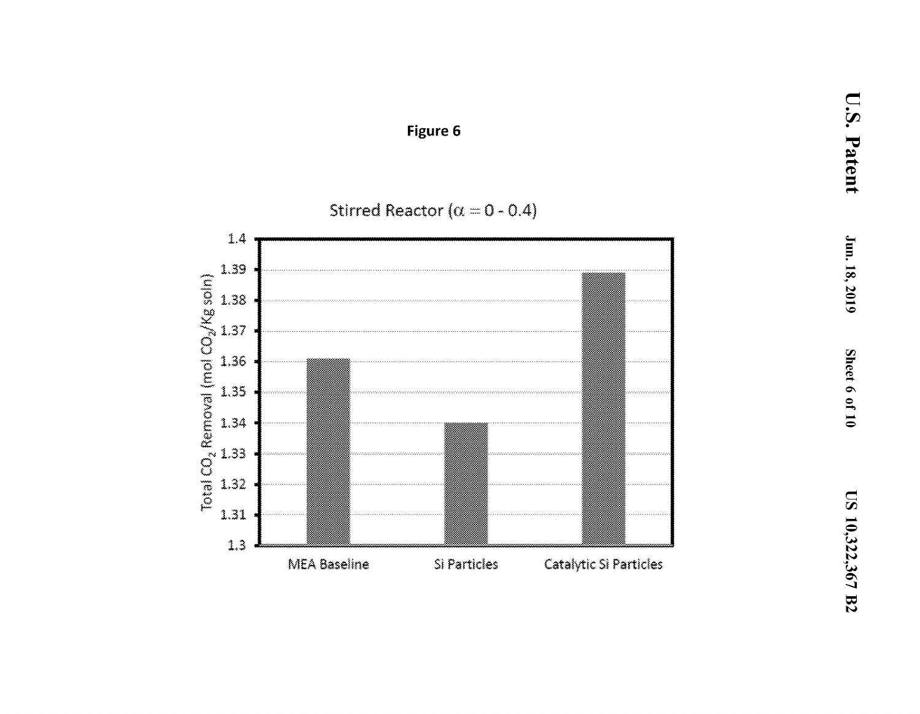**Figure 6**

Stirred Reactor ($\alpha = 0 - 0.4$)

| | Total $CO_2$ Removal (mol $CO_2$/Kg soln) |
|---|---|
| MEA Baseline | 1.361 |
| Si Particles | 1.34 |
| Catalytic Si Particles | 1.389 |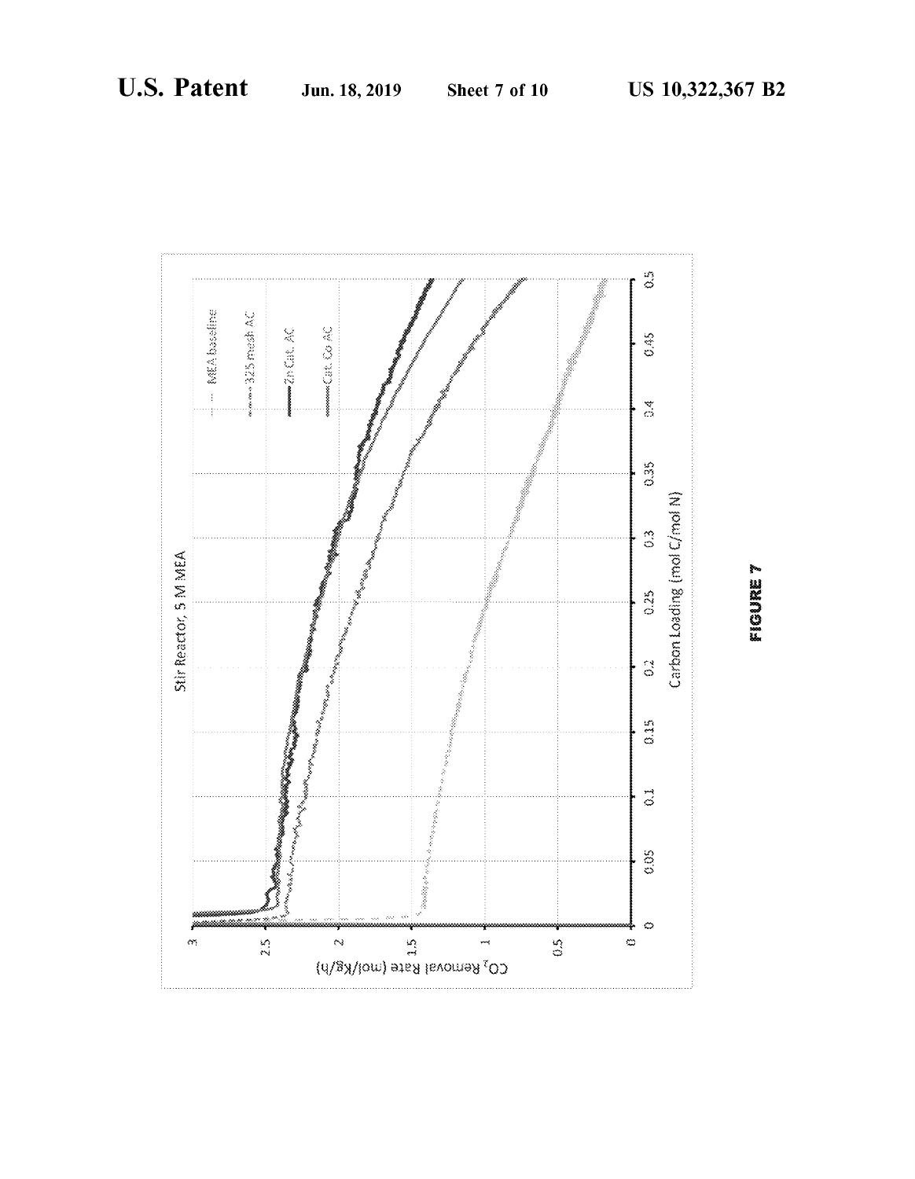Stir Reactor, 5 M MEA

CO$_2$ Removal Rate (mol/Kg/h)

Carbon Loading (mol C/mol N)

MEA baseline

325 mesh AC

Zn Cat. AC

Cat. Co AC

FIGURE 7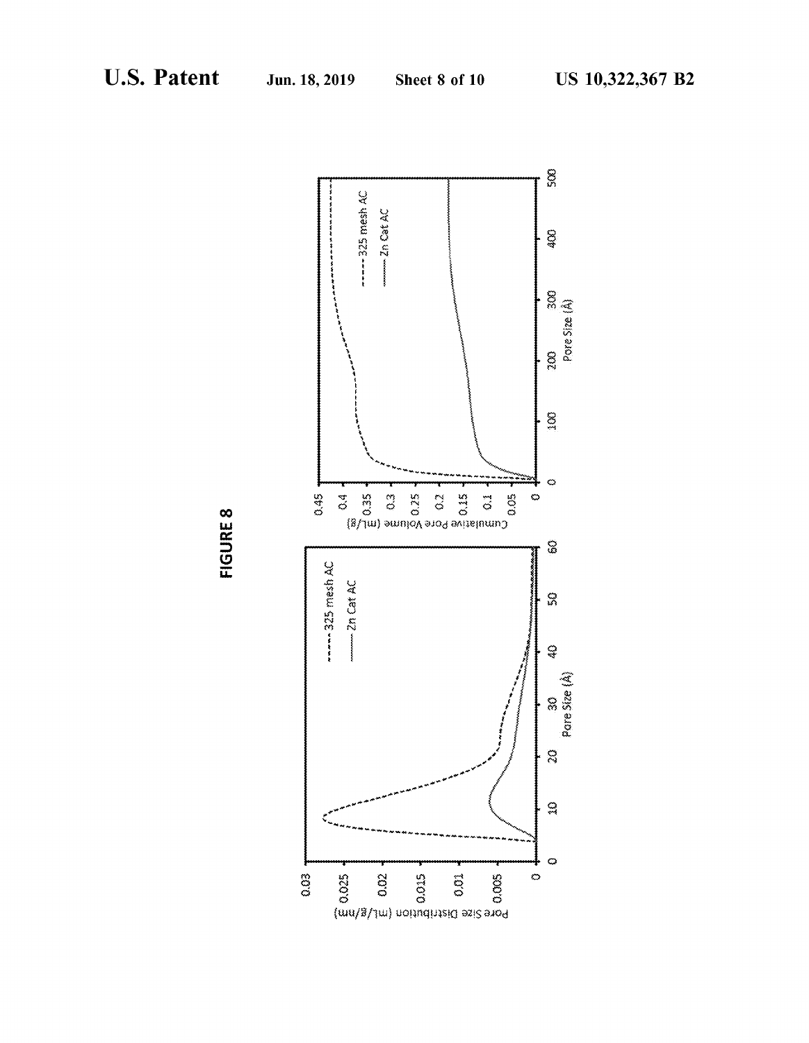**FIGURE 8**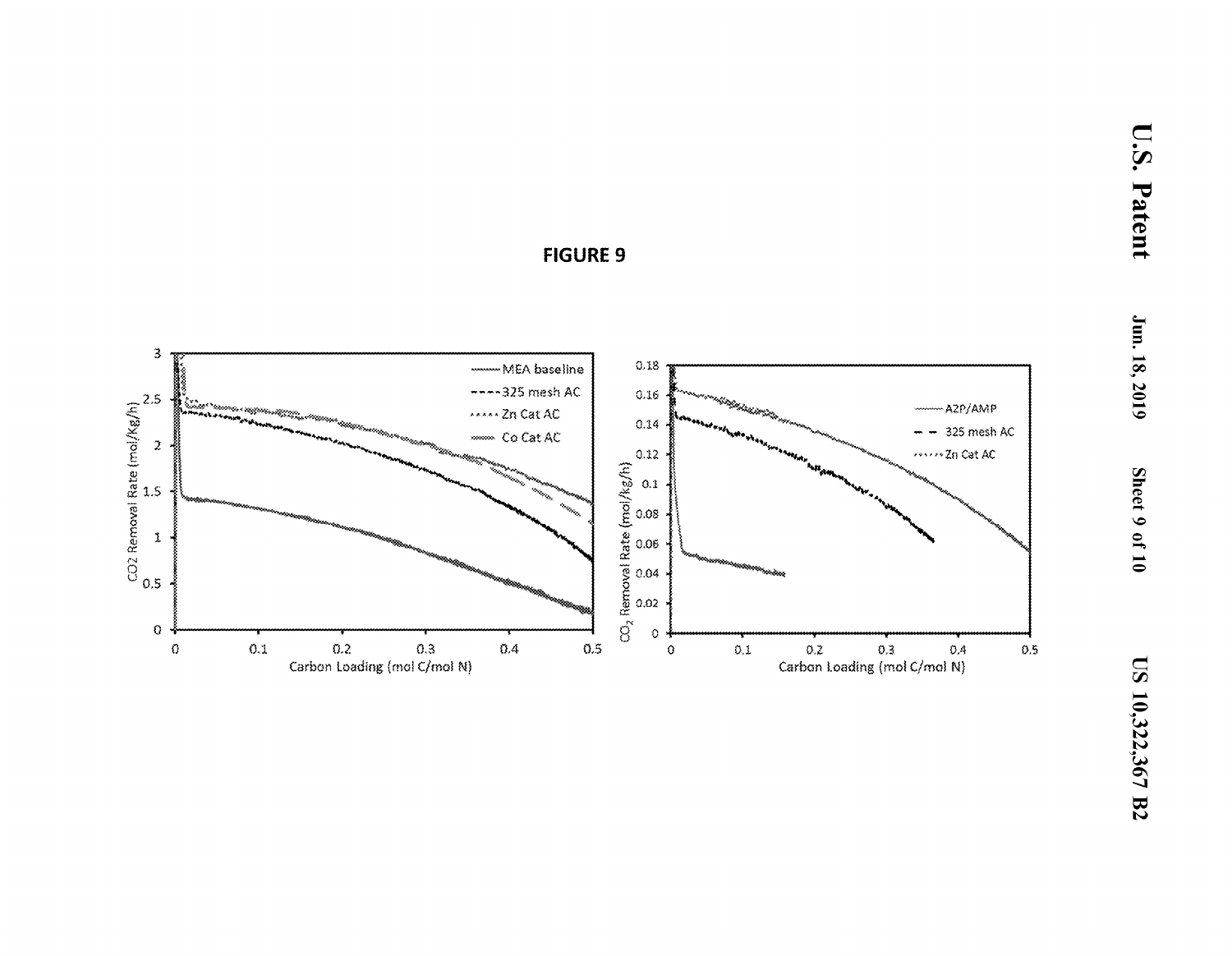**FIGURE 9**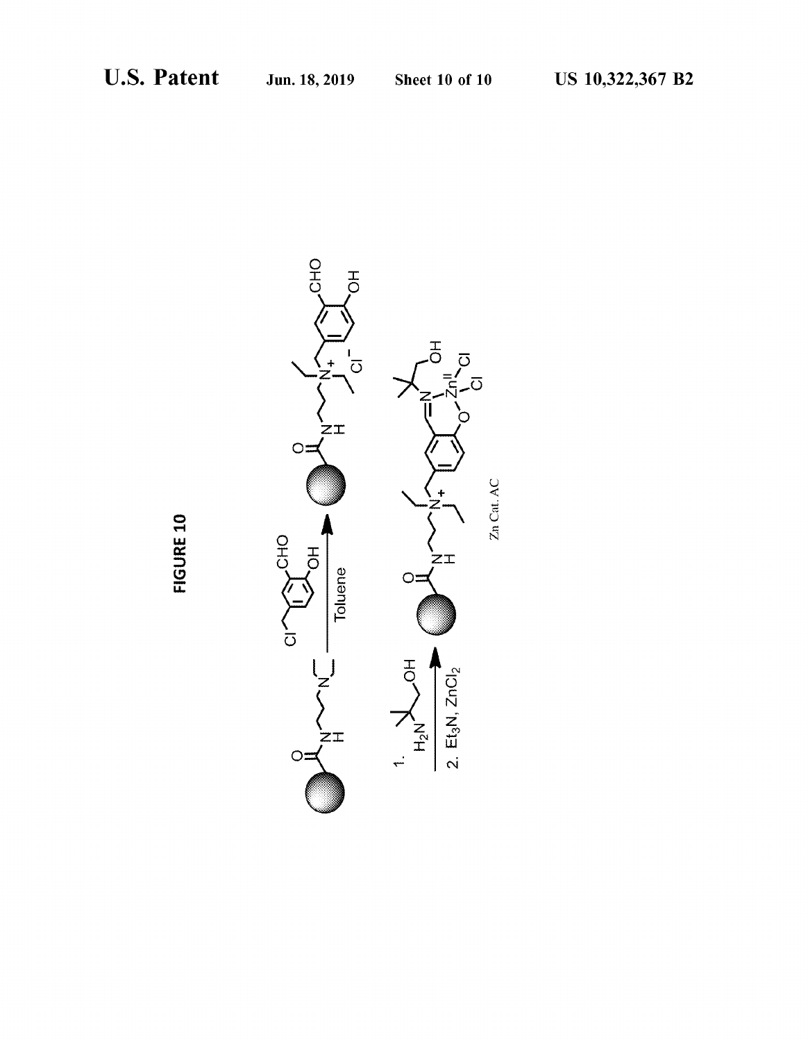FIGURE 10

Toluene

1. $H_2N$ (2-amino-2-methyl-1-propanol)

2. $Et_3N$, $ZnCl_2$

Zn Cat. AC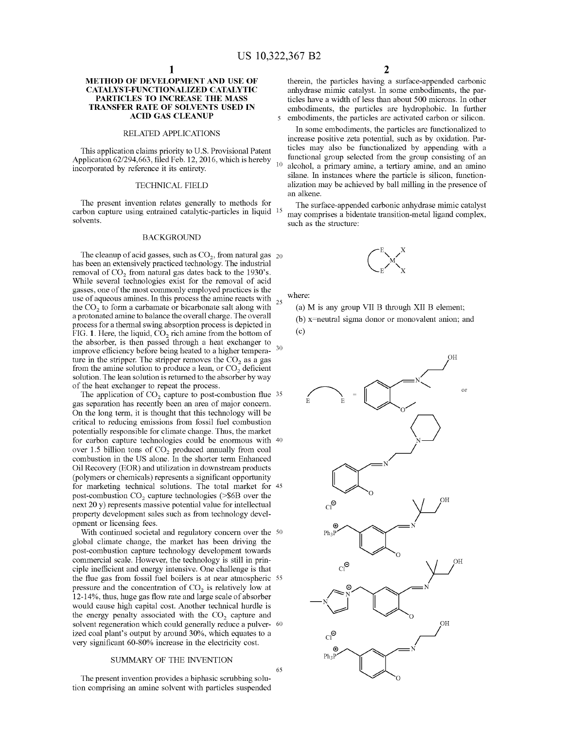# METHOD OF DEVELOPMENT AND USE OF CATALYST-FUNCTIONALIZED CATALYTIC PARTICLES TO INCREASE THE MASS TRANSFER RATE OF SOLVENTS USED IN ACID GAS CLEANUP

## RELATED APPLICATIONS

This application claims priority to U.S. Provisional Patent Application 62/294,663, filed Feb. 12, 2016, which is hereby incorporated by reference it its entirety.

## TECHNICAL FIELD

The present invention relates generally to methods for carbon capture using entrained catalytic-particles in liquid solvents.

## BACKGROUND

The cleanup of acid gasses, such as $CO_2$, from natural gas has been an extensively practiced technology. The industrial removal of $CO_2$ from natural gas dates back to the 1930's. While several technologies exist for the removal of acid gasses, one of the most commonly employed practices is the use of aqueous amines. In this process the amine reacts with the $CO_2$ to form a carbamate or bicarbonate salt along with a protonated amine to balance the overall charge. The overall process for a thermal swing absorption process is depicted in FIG. **1**. Here, the liquid, $CO_2$ rich amine from the bottom of the absorber, is then passed through a heat exchanger to improve efficiency before being heated to a higher temperature in the stripper. The stripper removes the $CO_2$ as a gas from the amine solution to produce a lean, or $CO_2$ deficient solution. The lean solution is returned to the absorber by way of the heat exchanger to repeat the process.

The application of $CO_2$ capture to post-combustion flue gas separation has recently been an area of major concern. On the long term, it is thought that this technology will be critical to reducing emissions from fossil fuel combustion potentially responsible for climate change. Thus, the market for carbon capture technologies could be enormous with over 1.5 billion tons of $CO_2$ produced annually from coal combustion in the US alone. In the shorter term Enhanced Oil Recovery (EOR) and utilization in downstream products (polymers or chemicals) represents a significant opportunity for marketing technical solutions. The total market for post-combustion $CO_2$ capture technologies (>$6B over the next 20 y) represents massive potential value for intellectual property development sales such as from technology development or licensing fees.

With continued societal and regulatory concern over the global climate change, the market has been driving the post-combustion capture technology development towards commercial scale. However, the technology is still in principle inefficient and energy intensive. One challenge is that the flue gas from fossil fuel boilers is at near atmospheric pressure and the concentration of $CO_2$ is relatively low at 12-14%, thus, huge gas flow rate and large scale of absorber would cause high capital cost. Another technical hurdle is the energy penalty associated with the $CO_2$ capture and solvent regeneration which could generally reduce a pulverized coal plant's output by around 30%, which equates to a very significant 60-80% increase in the electricity cost.

## SUMMARY OF THE INVENTION

The present invention provides a biphasic scrubbing solution comprising an amine solvent with particles suspended therein, the particles having a surface-appended carbonic anhydrase mimic catalyst. In some embodiments, the particles have a width of less than about 500 microns. In other embodiments, the particles are hydrophobic. In further embodiments, the particles are activated carbon or silicon.

In some embodiments, the particles are functionalized to increase positive zeta potential, such as by oxidation. Particles may also be functionalized by appending with a functional group selected from the group consisting of an alcohol, a primary amine, a tertiary amine, and an amino silane. In instances where the particle is silicon, functionalization may be achieved by ball milling in the presence of an alkene.

The surface-appended carbonic anhydrase mimic catalyst may comprises a bidentate transition-metal ligand complex, such as the structure:

where:

(a) M is any group VII B through XII B element;

(b) x=neutral sigma donor or monovalent anion; and

(c)

or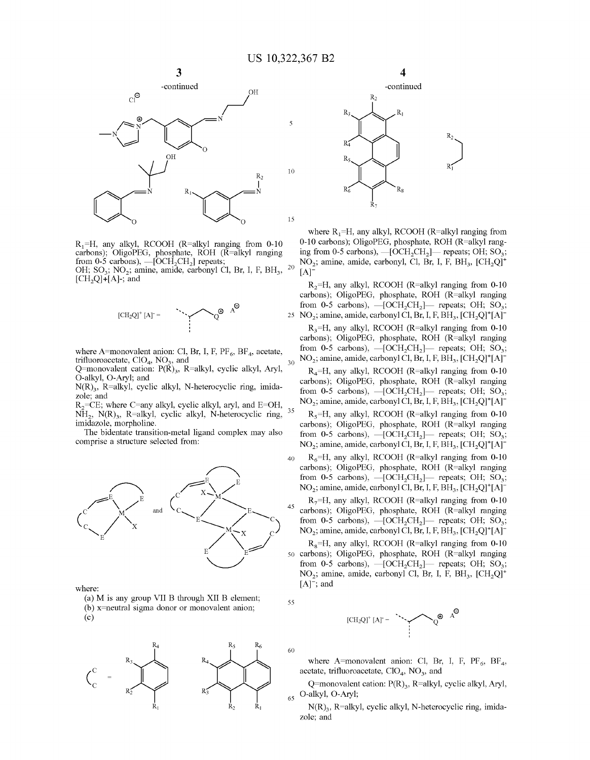-continued

$R_1$=H, any alkyl, RCOOH (R=alkyl ranging from 0-10 carbons); OligoPEG, phosphate, ROH (R=alkyl ranging from 0-5 carbons), —$[OCH_2CH_2]$ repeats; OH; $SO_3$; $NO_2$; amine, amide, carbonyl Cl, Br, I, F, $BH_3$, $[CH_2Q]^+[A]^-$; and

$[CH_2Q]^+ [A]^-$ =

where A=monovalent anion: Cl, Br, I, F, $PF_6$, $BF_4$, acetate, trifluoroacetate, $ClO_4$, $NO_3$, and

Q=monovalent cation: $P(R)_3$, R=alkyl, cyclic alkyl, Aryl, O-alkyl, O-Aryl; and

$N(R)_3$, R=alkyl, cyclic alkyl, N-heterocyclic ring, imidazole; and

$R_2$=CE; where C=any alkyl, cyclic alkyl, aryl, and E=OH, $NH_2$, $N(R)_3$, R=alkyl, cyclic alkyl, N-heterocyclic ring, imidazole, morpholine.

The bidentate transition-metal ligand complex may also comprise a structure selected from:

and

where:

(a) M is any group VII B through XII B element;

(b) x=neutral sigma donor or monovalent anion;

(c)

-continued

where $R_1$=H, any alkyl, RCOOH (R=alkyl ranging from 0-10 carbons); OligoPEG, phosphate, ROH (R=alkyl ranging from 0-5 carbons), —$[OCH_2CH_2]$— repeats; OH; $SO_3$; $NO_2$; amine, amide, carbonyl, Cl, Br, I, F, $BH_3$, $[CH_2Q]^+[A]^-$

$R_2$=H, any alkyl, RCOOH (R=alkyl ranging from 0-10 carbons); OligoPEG, phosphate, ROH (R=alkyl ranging from 0-5 carbons), —$[OCH_2CH_2]$— repeats; OH; $SO_3$; $NO_2$; amine, amide, carbonyl Cl, Br, I, F, $BH_3$, $[CH_2Q]^+[A]^-$

$R_3$=H, any alkyl, RCOOH (R=alkyl ranging from 0-10 carbons); OligoPEG, phosphate, ROH (R=alkyl ranging from 0-5 carbons), —$[OCH_2CH_2]$— repeats; OH; $SO_3$; $NO_2$; amine, amide, carbonyl Cl, Br, I, F, $BH_3$, $[CH_2Q]^+[A]^-$

$R_4$=H, any alkyl, RCOOH (R=alkyl ranging from 0-10 carbons); OligoPEG, phosphate, ROH (R=alkyl ranging from 0-5 carbons), —$[OCH_2CH_2]$— repeats; OH; $SO_3$; $NO_2$; amine, amide, carbonyl Cl, Br, I, F, $BH_3$, $[CH_2Q]^+[A]^-$

$R_5$=H, any alkyl, RCOOH (R=alkyl ranging from 0-10 carbons); OligoPEG, phosphate, ROH (R=alkyl ranging from 0-5 carbons), —$[OCH_2CH_2]$— repeats; OH; $SO_3$; $NO_2$; amine, amide, carbonyl Cl, Br, I, F, $BH_3$, $[CH_2Q]^+[A]^-$

$R_6$=H, any alkyl, RCOOH (R=alkyl ranging from 0-10 carbons); OligoPEG, phosphate, ROH (R=alkyl ranging from 0-5 carbons), —$[OCH_2CH_2]$— repeats; OH; $SO_3$; $NO_2$; amine, amide, carbonyl Cl, Br, I, F, $BH_3$, $[CH_2Q]^+[A]^-$

$R_7$=H, any alkyl, RCOOH (R=alkyl ranging from 0-10 carbons); OligoPEG, phosphate, ROH (R=alkyl ranging from 0-5 carbons), —$[OCH_2CH_2]$— repeats; OH; $SO_3$; $NO_2$; amine, amide, carbonyl Cl, Br, I, F, $BH_3$, $[CH_2Q]^+[A]^-$

$R_8$=H, any alkyl, RCOOH (R=alkyl ranging from 0-10 carbons); OligoPEG, phosphate, ROH (R=alkyl ranging from 0-5 carbons), —$[OCH_2CH_2]$— repeats; OH; $SO_3$; $NO_2$; amine, amide, carbonyl Cl, Br, I, F, $BH_3$, $[CH_2Q]^+[A]^-$; and

$[CH_2Q]^+ [A]^-$ =

where A=monovalent anion: Cl, Br, I, F, $PF_6$, $BF_4$, acetate, trifluoroacetate, $ClO_4$, $NO_3$, and

Q=monovalent cation: $P(R)_3$, R=alkyl, cyclic alkyl, Aryl, O-alkyl, O-Aryl;

$N(R)_3$, R=alkyl, cyclic alkyl, N-heterocyclic ring, imidazole; and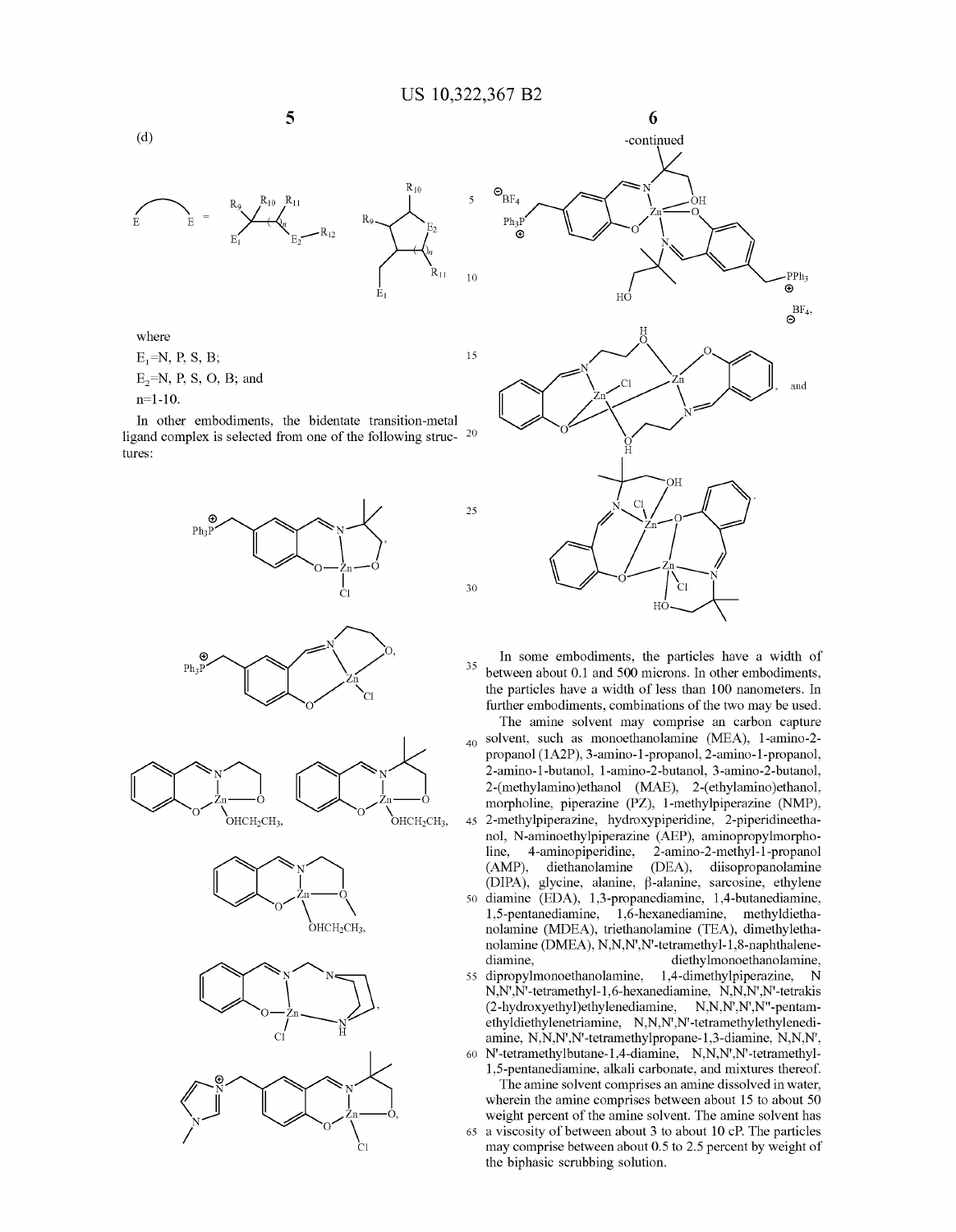(d)

E⌒E = [structures with $R_9$, $R_{10}$, $R_{11}$, $R_{12}$, $E_1$, $E_2$, $n$]

where

$E_1$=N, P, S, B;

$E_2$=N, P, S, O, B; and

n=1-10.

In other embodiments, the bidentate transition-metal ligand complex is selected from one of the following structures:

-continued

In some embodiments, the particles have a width of between about 0.1 and 500 microns. In other embodiments, the particles have a width of less than 100 nanometers. In further embodiments, combinations of the two may be used.

The amine solvent may comprise an carbon capture solvent, such as monoethanolamine (MEA), 1-amino-2-propanol (1A2P), 3-amino-1-propanol, 2-amino-1-propanol, 2-amino-1-butanol, 1-amino-2-butanol, 3-amino-2-butanol, 2-(methylamino)ethanol (MAE), 2-(ethylamino)ethanol, morpholine, piperazine (PZ), 1-methylpiperazine (NMP), 2-methylpiperazine, hydroxypiperidine, 2-piperidineethanol, N-aminoethylpiperazine (AEP), aminopropylmorpholine, 4-aminopiperidine, 2-amino-2-methyl-1-propanol (AMP), diethanolamine (DEA), diisopropanolamine (DIPA), glycine, alanine, β-alanine, sarcosine, ethylene diamine (EDA), 1,3-propanediamine, 1,4-butanediamine, 1,5-pentanediamine, 1,6-hexanediamine, methyldiethanolamine (MDEA), triethanolamine (TEA), dimethylethanolamine (DMEA), N,N,N',N'-tetramethyl-1,8-naphthalenediamine, diethylmonoethanolamine, dipropylmonoethanolamine, 1,4-dimethylpiperazine, N N,N',N'-tetramethyl-1,6-hexanediamine, N,N,N',N'-tetrakis (2-hydroxyethyl)ethylenediamine, N,N,N',N',N''-pentamethyldiethylenetriamine, N,N,N',N'-tetramethylethylenediamine, N,N,N',N'-tetramethylpropane-1,3-diamine, N,N,N', N'-tetramethylbutane-1,4-diamine, N,N,N',N'-tetramethyl-1,5-pentanediamine, alkali carbonate, and mixtures thereof.

The amine solvent comprises an amine dissolved in water, wherein the amine comprises between about 15 to about 50 weight percent of the amine solvent. The amine solvent has a viscosity of between about 3 to about 10 cP. The particles may comprise between about 0.5 to 2.5 percent by weight of the biphasic scrubbing solution.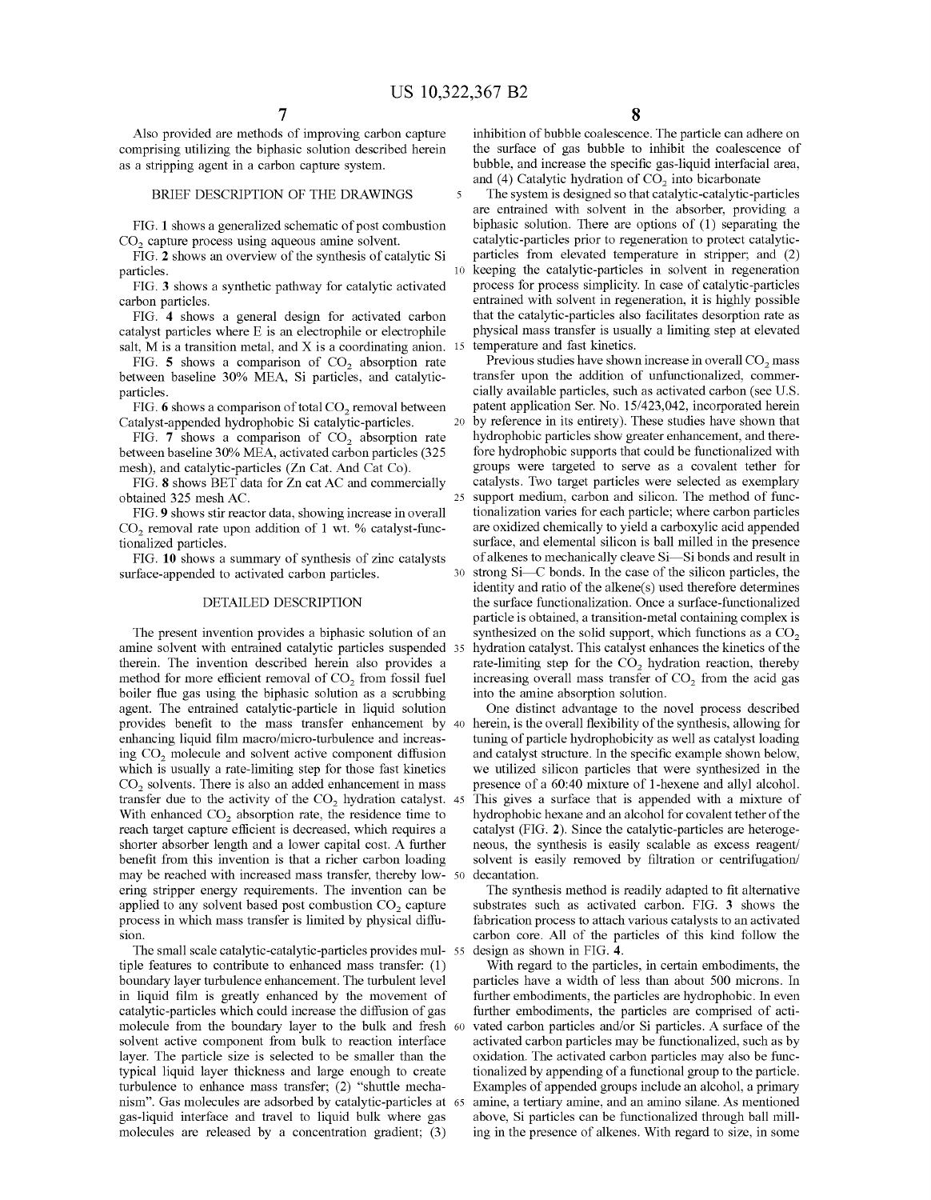Also provided are methods of improving carbon capture comprising utilizing the biphasic solution described herein as a stripping agent in a carbon capture system.

## BRIEF DESCRIPTION OF THE DRAWINGS

FIG. 1 shows a generalized schematic of post combustion $CO_2$ capture process using aqueous amine solvent.

FIG. 2 shows an overview of the synthesis of catalytic Si particles.

FIG. 3 shows a synthetic pathway for catalytic activated carbon particles.

FIG. 4 shows a general design for activated carbon catalyst particles where E is an electrophile or electrophile salt, M is a transition metal, and X is a coordinating anion.

FIG. 5 shows a comparison of $CO_2$ absorption rate between baseline 30% MEA, Si particles, and catalytic-particles.

FIG. 6 shows a comparison of total $CO_2$ removal between Catalyst-appended hydrophobic Si catalytic-particles.

FIG. 7 shows a comparison of $CO_2$ absorption rate between baseline 30% MEA, activated carbon particles (325 mesh), and catalytic-particles (Zn Cat. And Cat Co).

FIG. 8 shows BET data for Zn cat AC and commercially obtained 325 mesh AC.

FIG. 9 shows stir reactor data, showing increase in overall $CO_2$ removal rate upon addition of 1 wt. % catalyst-functionalized particles.

FIG. 10 shows a summary of synthesis of zinc catalysts surface-appended to activated carbon particles.

## DETAILED DESCRIPTION

The present invention provides a biphasic solution of an amine solvent with entrained catalytic particles suspended therein. The invention described herein also provides a method for more efficient removal of $CO_2$ from fossil fuel boiler flue gas using the biphasic solution as a scrubbing agent. The entrained catalytic-particle in liquid solution provides benefit to the mass transfer enhancement by enhancing liquid film macro/micro-turbulence and increasing $CO_2$ molecule and solvent active component diffusion which is usually a rate-limiting step for those fast kinetics $CO_2$ solvents. There is also an added enhancement in mass transfer due to the activity of the $CO_2$ hydration catalyst. With enhanced $CO_2$ absorption rate, the residence time to reach target capture efficient is decreased, which requires a shorter absorber length and a lower capital cost. A further benefit from this invention is that a richer carbon loading may be reached with increased mass transfer, thereby lowering stripper energy requirements. The invention can be applied to any solvent based post combustion $CO_2$ capture process in which mass transfer is limited by physical diffusion.

The small scale catalytic-catalytic-particles provides multiple features to contribute to enhanced mass transfer: (1) boundary layer turbulence enhancement. The turbulent level in liquid film is greatly enhanced by the movement of catalytic-particles which could increase the diffusion of gas molecule from the boundary layer to the bulk and fresh solvent active component from bulk to reaction interface layer. The particle size is selected to be smaller than the typical liquid layer thickness and large enough to create turbulence to enhance mass transfer; (2) "shuttle mechanism". Gas molecules are adsorbed by catalytic-particles at gas-liquid interface and travel to liquid bulk where gas molecules are released by a concentration gradient; (3) inhibition of bubble coalescence. The particle can adhere on the surface of gas bubble to inhibit the coalescence of bubble, and increase the specific gas-liquid interfacial area, and (4) Catalytic hydration of $CO_2$ into bicarbonate

The system is designed so that catalytic-catalytic-particles are entrained with solvent in the absorber, providing a biphasic solution. There are options of (1) separating the catalytic-particles prior to regeneration to protect catalytic-particles from elevated temperature in stripper; and (2) keeping the catalytic-particles in solvent in regeneration process for process simplicity. In case of catalytic-particles entrained with solvent in regeneration, it is highly possible that the catalytic-particles also facilitates desorption rate as physical mass transfer is usually a limiting step at elevated temperature and fast kinetics.

Previous studies have shown increase in overall $CO_2$ mass transfer upon the addition of unfunctionalized, commercially available particles, such as activated carbon (see U.S. patent application Ser. No. 15/423,042, incorporated herein by reference in its entirety). These studies have shown that hydrophobic particles show greater enhancement, and therefore hydrophobic supports that could be functionalized with groups were targeted to serve as a covalent tether for catalysts. Two target particles were selected as exemplary support medium, carbon and silicon. The method of functionalization varies for each particle; where carbon particles are oxidized chemically to yield a carboxylic acid appended surface, and elemental silicon is ball milled in the presence of alkenes to mechanically cleave Si—Si bonds and result in strong Si—C bonds. In the case of the silicon particles, the identity and ratio of the alkene(s) used therefore determines the surface functionalization. Once a surface-functionalized particle is obtained, a transition-metal containing complex is synthesized on the solid support, which functions as a $CO_2$ hydration catalyst. This catalyst enhances the kinetics of the rate-limiting step for the $CO_2$ hydration reaction, thereby increasing overall mass transfer of $CO_2$ from the acid gas into the amine absorption solution.

One distinct advantage to the novel process described herein, is the overall flexibility of the synthesis, allowing for tuning of particle hydrophobicity as well as catalyst loading and catalyst structure. In the specific example shown below, we utilized silicon particles that were synthesized in the presence of a 60:40 mixture of 1-hexene and allyl alcohol. This gives a surface that is appended with a mixture of hydrophobic hexane and an alcohol for covalent tether of the catalyst (FIG. 2). Since the catalytic-particles are heterogeneous, the synthesis is easily scalable as excess reagent/solvent is easily removed by filtration or centrifugation/decantation.

The synthesis method is readily adapted to fit alternative substrates such as activated carbon. FIG. 3 shows the fabrication process to attach various catalysts to an activated carbon core. All of the particles of this kind follow the design as shown in FIG. 4.

With regard to the particles, in certain embodiments, the particles have a width of less than about 500 microns. In further embodiments, the particles are hydrophobic. In even further embodiments, the particles are comprised of activated carbon particles and/or Si particles. A surface of the activated carbon particles may be functionalized, such as by oxidation. The activated carbon particles may also be functionalized by appending of a functional group to the particle. Examples of appended groups include an alcohol, a primary amine, a tertiary amine, and an amino silane. As mentioned above, Si particles can be functionalized through ball milling in the presence of alkenes. With regard to size, in some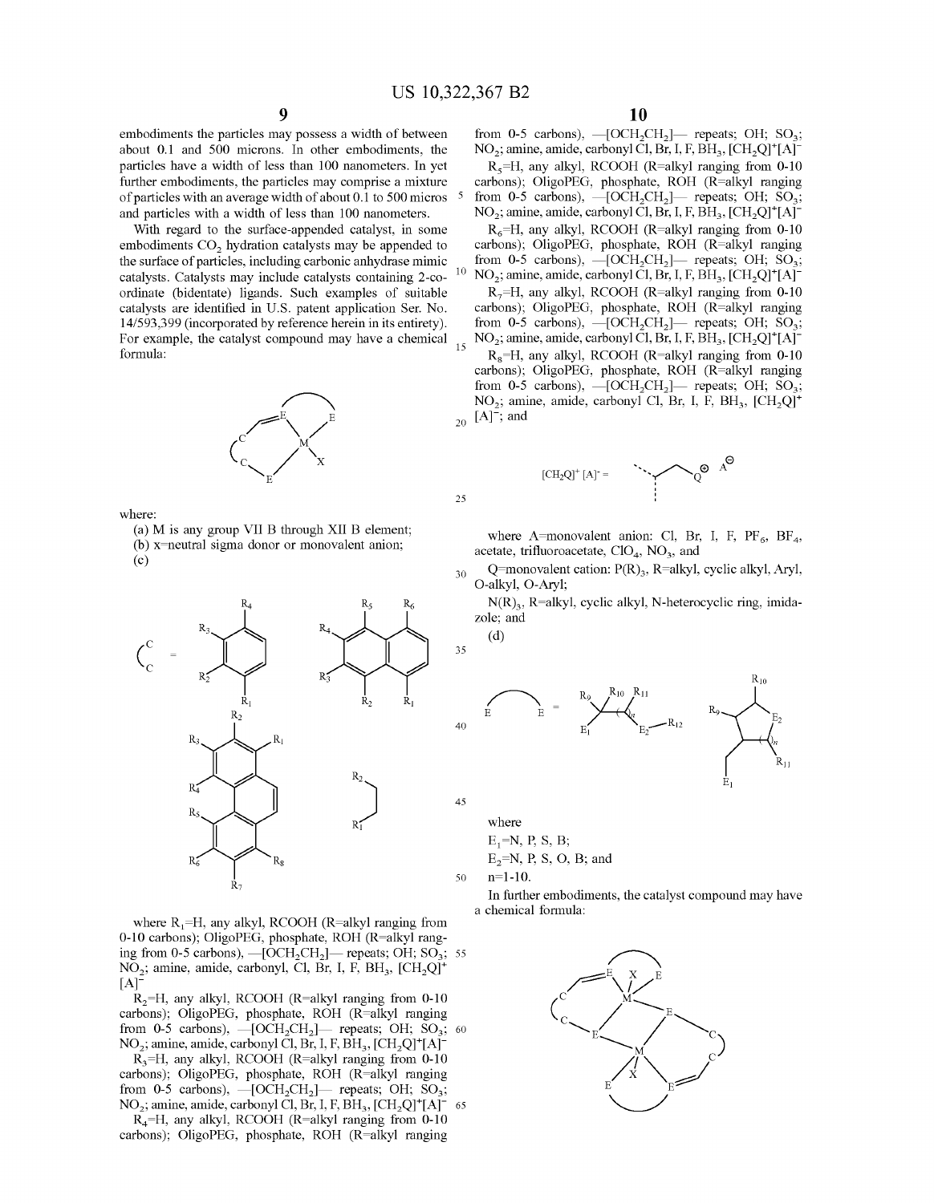embodiments the particles may possess a width of between about 0.1 and 500 microns. In other embodiments, the particles have a width of less than 100 nanometers. In yet further embodiments, the particles may comprise a mixture of particles with an average width of about 0.1 to 500 micros and particles with a width of less than 100 nanometers.

With regard to the surface-appended catalyst, in some embodiments $CO_2$ hydration catalysts may be appended to the surface of particles, including carbonic anhydrase mimic catalysts. Catalysts may include catalysts containing 2-coordinate (bidentate) ligands. Such examples of suitable catalysts are identified in U.S. patent application Ser. No. 14/593,399 (incorporated by reference herein in its entirety). For example, the catalyst compound may have a chemical formula:

where:

(a) M is any group VII B through XII B element;

(b) x=neutral sigma donor or monovalent anion;

(c)

where $R_1$=H, any alkyl, RCOOH (R=alkyl ranging from 0-10 carbons); OligoPEG, phosphate, ROH (R=alkyl ranging from 0-5 carbons), —$[OCH_2CH_2]$— repeats; OH; $SO_3$; $NO_2$; amine, amide, carbonyl, Cl, Br, I, F, $BH_3$, $[CH_2Q]^+[A]^-$

$R_2$=H, any alkyl, RCOOH (R=alkyl ranging from 0-10 carbons); OligoPEG, phosphate, ROH (R=alkyl ranging from 0-5 carbons), —$[OCH_2CH_2]$— repeats; OH; $SO_3$; $NO_2$; amine, amide, carbonyl Cl, Br, I, F, $BH_3$, $[CH_2Q]^+[A]^-$

$R_3$=H, any alkyl, RCOOH (R=alkyl ranging from 0-10 carbons); OligoPEG, phosphate, ROH (R=alkyl ranging from 0-5 carbons), —$[OCH_2CH_2]$— repeats; OH; $SO_3$; $NO_2$; amine, amide, carbonyl Cl, Br, I, F, $BH_3$, $[CH_2Q]^+[A]^-$

$R_4$=H, any alkyl, RCOOH (R=alkyl ranging from 0-10 carbons); OligoPEG, phosphate, ROH (R=alkyl ranging from 0-5 carbons), —$[OCH_2CH_2]$— repeats; OH; $SO_3$; $NO_2$; amine, amide, carbonyl Cl, Br, I, F, $BH_3$, $[CH_2Q]^+[A]^-$

$R_5$=H, any alkyl, RCOOH (R=alkyl ranging from 0-10 carbons); OligoPEG, phosphate, ROH (R=alkyl ranging from 0-5 carbons), —$[OCH_2CH_2]$— repeats; OH; $SO_3$; $NO_2$; amine, amide, carbonyl Cl, Br, I, F, $BH_3$, $[CH_2Q]^+[A]^-$

$R_6$=H, any alkyl, RCOOH (R=alkyl ranging from 0-10 carbons); OligoPEG, phosphate, ROH (R=alkyl ranging from 0-5 carbons), —$[OCH_2CH_2]$— repeats; OH; $SO_3$; $NO_2$; amine, amide, carbonyl Cl, Br, I, F, $BH_3$, $[CH_2Q]^+[A]^-$

$R_7$=H, any alkyl, RCOOH (R=alkyl ranging from 0-10 carbons); OligoPEG, phosphate, ROH (R=alkyl ranging from 0-5 carbons), —$[OCH_2CH_2]$— repeats; OH; $SO_3$; $NO_2$; amine, amide, carbonyl Cl, Br, I, F, $BH_3$, $[CH_2Q]^+[A]^-$

$R_8$=H, any alkyl, RCOOH (R=alkyl ranging from 0-10 carbons); OligoPEG, phosphate, ROH (R=alkyl ranging from 0-5 carbons), —$[OCH_2CH_2]$— repeats; OH; $SO_3$; $NO_2$; amine, amide, carbonyl Cl, Br, I, F, $BH_3$, $[CH_2Q]^+[A]^-$; and

where A=monovalent anion: Cl, Br, I, F, $PF_6$, $BF_4$, acetate, trifluoroacetate, $ClO_4$, $NO_3$, and

Q=monovalent cation: $P(R)_3$, R=alkyl, cyclic alkyl, Aryl, O-alkyl, O-Aryl;

$N(R)_3$, R=alkyl, cyclic alkyl, N-heterocyclic ring, imidazole; and

(d)

where

$E_1$=N, P, S, B;

$E_2$=N, P, S, O, B; and

n=1-10.

In further embodiments, the catalyst compound may have a chemical formula: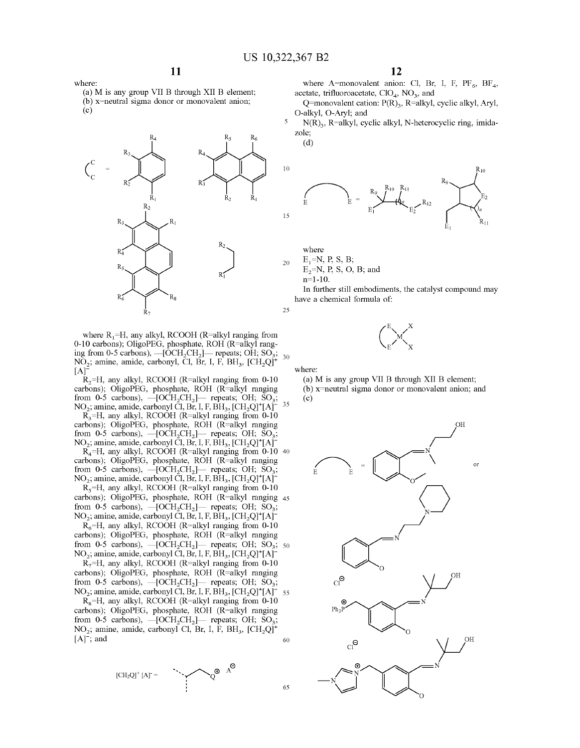where:

(a) M is any group VII B through XII B element;

(b) x=neutral sigma donor or monovalent anion;

(c)

where $R_1$=H, any alkyl, RCOOH (R=alkyl ranging from 0-10 carbons); OligoPEG, phosphate, ROH (R=alkyl ranging from 0-5 carbons), —$[OCH_2CH_2]$— repeats; OH; $SO_3$; $NO_2$; amine, amide, carbonyl, Cl, Br, I, F, $BH_3$, $[CH_2Q]^+[A]^-$

$R_2$=H, any alkyl, RCOOH (R=alkyl ranging from 0-10 carbons); OligoPEG, phosphate, ROH (R=alkyl ranging from 0-5 carbons), —$[OCH_2CH_2]$— repeats; OH; $SO_3$; $NO_2$; amine, amide, carbonyl Cl, Br, I, F, $BH_3$, $[CH_2Q]^+[A]^-$

$R_3$=H, any alkyl, RCOOH (R=alkyl ranging from 0-10 carbons); OligoPEG, phosphate, ROH (R=alkyl ranging from 0-5 carbons), —$[OCH_2CH_2]$— repeats; OH; $SO_3$; $NO_2$; amine, amide, carbonyl Cl, Br, I, F, $BH_3$, $[CH_2Q]^+[A]^-$

$R_4$=H, any alkyl, RCOOH (R=alkyl ranging from 0-10 carbons); OligoPEG, phosphate, ROH (R=alkyl ranging from 0-5 carbons), —$[OCH_2CH_2]$— repeats; OH; $SO_3$; $NO_2$; amine, amide, carbonyl Cl, Br, I, F, $BH_3$, $[CH_2Q]^+[A]^-$

$R_5$=H, any alkyl, RCOOH (R=alkyl ranging from 0-10 carbons); OligoPEG, phosphate, ROH (R=alkyl ranging from 0-5 carbons), —$[OCH_2CH_2]$— repeats; OH; $SO_3$; $NO_2$; amine, amide, carbonyl Cl, Br, I, F, $BH_3$, $[CH_2Q]^+[A]^-$

$R_6$=H, any alkyl, RCOOH (R=alkyl ranging from 0-10 carbons); OligoPEG, phosphate, ROH (R=alkyl ranging from 0-5 carbons), —$[OCH_2CH_2]$— repeats; OH; $SO_3$; $NO_2$; amine, amide, carbonyl Cl, Br, I, F, $BH_3$, $[CH_2Q]^+[A]^-$

$R_7$=H, any alkyl, RCOOH (R=alkyl ranging from 0-10 carbons); OligoPEG, phosphate, ROH (R=alkyl ranging from 0-5 carbons), —$[OCH_2CH_2]$— repeats; OH; $SO_3$; $NO_2$; amine, amide, carbonyl Cl, Br, I, F, $BH_3$, $[CH_2Q]^+[A]^-$

$R_8$=H, any alkyl, RCOOH (R=alkyl ranging from 0-10 carbons); OligoPEG, phosphate, ROH (R=alkyl ranging from 0-5 carbons), —$[OCH_2CH_2]$— repeats; OH; $SO_3$; $NO_2$; amine, amide, carbonyl Cl, Br, I, F, $BH_3$, $[CH_2Q]^+[A]^-$; and

$[CH_2Q]^+ [A]^-$ =

where A=monovalent anion: Cl, Br, I, F, $PF_6$, $BF_4$, acetate, trifluoroacetate, $ClO_4$, $NO_3$, and

Q=monovalent cation: $P(R)_3$, R=alkyl, cyclic alkyl, Aryl, O-alkyl, O-Aryl; and

$N(R)_3$, R=alkyl, cyclic alkyl, N-heterocyclic ring, imidazole;

(d)

where

$E_1$=N, P, S, B;

$E_2$=N, P, S, O, B; and

n=1-10.

In further still embodiments, the catalyst compound may have a chemical formula of:

where:

(a) M is any group VII B through XII B element;

(b) x=neutral sigma donor or monovalent anion; and

(c)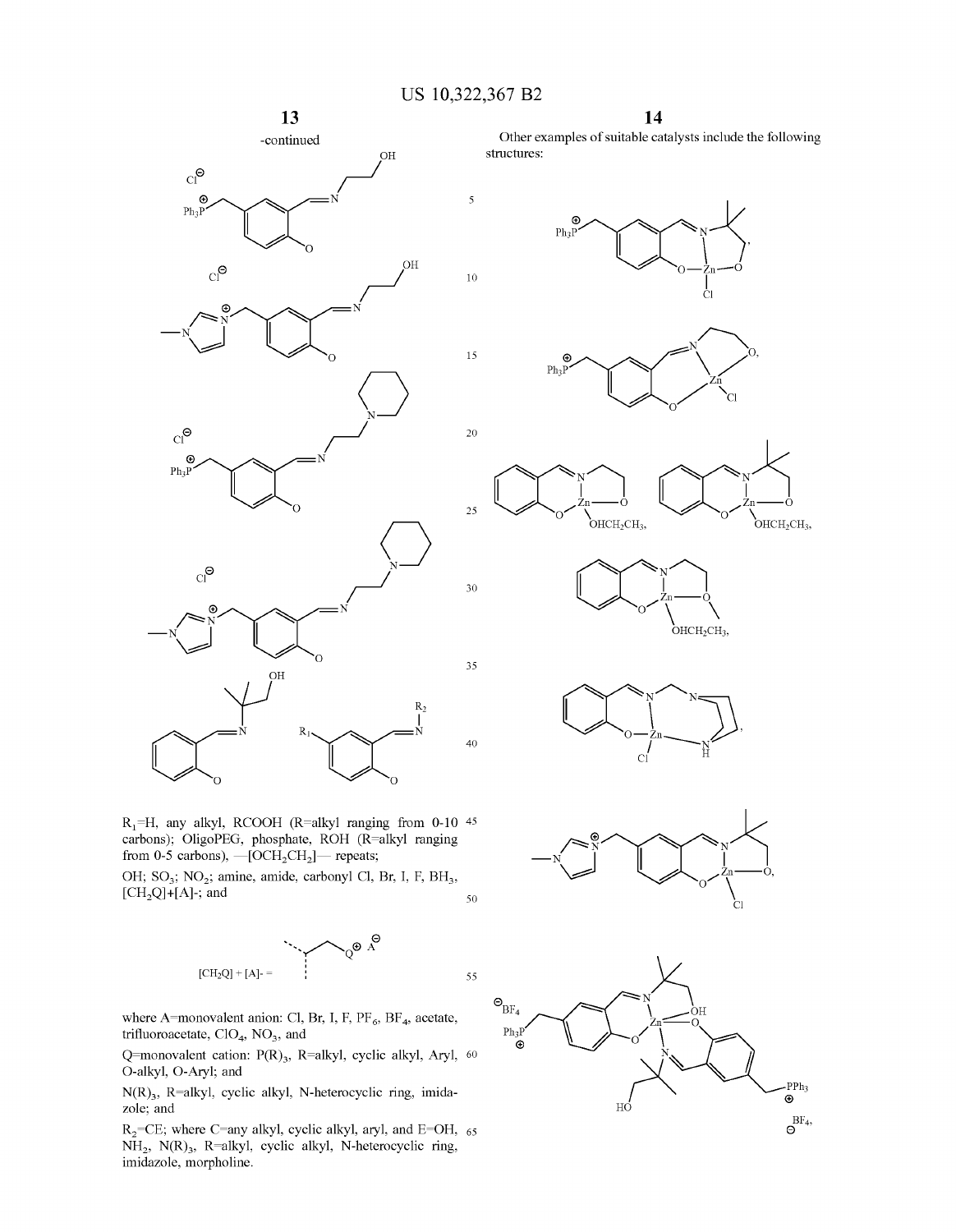-continued

R$_1$=H, any alkyl, RCOOH (R=alkyl ranging from 0-10 carbons); OligoPEG, phosphate, ROH (R=alkyl ranging from 0-5 carbons), —[OCH$_2$CH$_2$]— repeats;

OH; SO$_3$; NO$_2$; amine, amide, carbonyl Cl, Br, I, F, BH$_3$, [CH$_2$Q]+[A]-; and

[CH$_2$Q] + [A]- =

where A=monovalent anion: Cl, Br, I, F, PF$_6$, BF$_4$, acetate, trifluoroacetate, ClO$_4$, NO$_3$, and

Q=monovalent cation: P(R)$_3$, R=alkyl, cyclic alkyl, Aryl, O-alkyl, O-Aryl; and

N(R)$_3$, R=alkyl, cyclic alkyl, N-heterocyclic ring, imidazole; and

R$_2$=CE; where C=any alkyl, cyclic alkyl, aryl, and E=OH, NH$_2$, N(R)$_3$, R=alkyl, cyclic alkyl, N-heterocyclic ring, imidazole, morpholine.

Other examples of suitable catalysts include the following structures: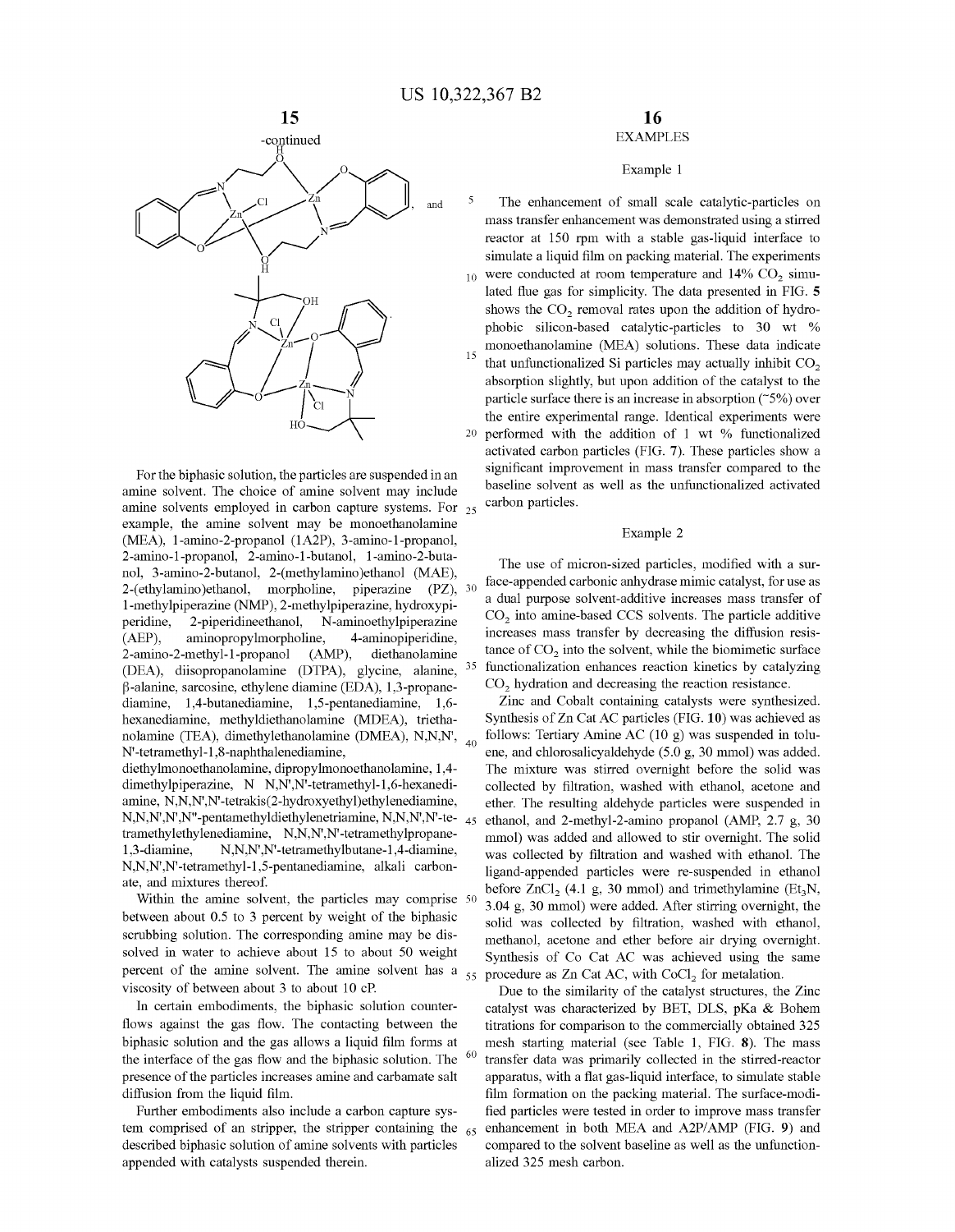-continued

, and

For the biphasic solution, the particles are suspended in an amine solvent. The choice of amine solvent may include amine solvents employed in carbon capture systems. For example, the amine solvent may be monoethanolamine (MEA), 1-amino-2-propanol (1A2P), 3-amino-1-propanol, 2-amino-1-propanol, 2-amino-1-butanol, 1-amino-2-butanol, 3-amino-2-butanol, 2-(methylamino)ethanol (MAE), 2-(ethylamino)ethanol, morpholine, piperazine (PZ), 1-methylpiperazine (NMP), 2-methylpiperazine, hydroxypiperidine, 2-piperidineethanol, N-aminoethylpiperazine (AEP), aminopropylmorpholine, 4-aminopiperidine, 2-amino-2-methyl-1-propanol (AMP), diethanolamine (DEA), diisopropanolamine (DTPA), glycine, alanine, β-alanine, sarcosine, ethylene diamine (EDA), 1,3-propanediamine, 1,4-butanediamine, 1,5-pentanediamine, 1,6-hexanediamine, methyldiethanolamine (MDEA), triethanolamine (TEA), dimethylethanolamine (DMEA), N,N,N',N'-tetramethyl-1,8-naphthalenediamine, diethylmonoethanolamine, dipropylmonoethanolamine, 1,4-dimethylpiperazine, N N,N',N'-tetramethyl-1,6-hexanediamine, N,N,N',N'-tetrakis(2-hydroxyethyl)ethylenediamine, N,N,N',N',N''-pentamethyldiethylenetriamine, N,N,N',N'-tetramethylethylenediamine, N,N,N',N'-tetramethylpropane-1,3-diamine, N,N,N',N'-tetramethylbutane-1,4-diamine, N,N,N',N'-tetramethyl-1,5-pentanediamine, alkali carbonate, and mixtures thereof.

Within the amine solvent, the particles may comprise between about 0.5 to 3 percent by weight of the biphasic scrubbing solution. The corresponding amine may be dissolved in water to achieve about 15 to about 50 weight percent of the amine solvent. The amine solvent has a viscosity of between about 3 to about 10 cP.

In certain embodiments, the biphasic solution counter-flows against the gas flow. The contacting between the biphasic solution and the gas allows a liquid film forms at the interface of the gas flow and the biphasic solution. The presence of the particles increases amine and carbamate salt diffusion from the liquid film.

Further embodiments also include a carbon capture system comprised of an stripper, the stripper containing the described biphasic solution of amine solvents with particles appended with catalysts suspended therein.

## EXAMPLES

### Example 1

The enhancement of small scale catalytic-particles on mass transfer enhancement was demonstrated using a stirred reactor at 150 rpm with a stable gas-liquid interface to simulate a liquid film on packing material. The experiments were conducted at room temperature and 14% $CO_2$ simulated flue gas for simplicity. The data presented in FIG. **5** shows the $CO_2$ removal rates upon the addition of hydrophobic silicon-based catalytic-particles to 30 wt % monoethanolamine (MEA) solutions. These data indicate that unfunctionalized Si particles may actually inhibit $CO_2$ absorption slightly, but upon addition of the catalyst to the particle surface there is an increase in absorption (~5%) over the entire experimental range. Identical experiments were performed with the addition of 1 wt % functionalized activated carbon particles (FIG. **7**). These particles show a significant improvement in mass transfer compared to the baseline solvent as well as the unfunctionalized activated carbon particles.

### Example 2

The use of micron-sized particles, modified with a surface-appended carbonic anhydrase mimic catalyst, for use as a dual purpose solvent-additive increases mass transfer of $CO_2$ into amine-based CCS solvents. The particle additive increases mass transfer by decreasing the diffusion resistance of $CO_2$ into the solvent, while the biomimetic surface functionalization enhances reaction kinetics by catalyzing $CO_2$ hydration and decreasing the reaction resistance.

Zinc and Cobalt containing catalysts were synthesized. Synthesis of Zn Cat AC particles (FIG. **10**) was achieved as follows: Tertiary Amine AC (10 g) was suspended in toluene, and chlorosalicyaldehyde (5.0 g, 30 mmol) was added. The mixture was stirred overnight before the solid was collected by filtration, washed with ethanol, acetone and ether. The resulting aldehyde particles were suspended in ethanol, and 2-methyl-2-amino propanol (AMP, 2.7 g, 30 mmol) was added and allowed to stir overnight. The solid was collected by filtration and washed with ethanol. The ligand-appended particles were re-suspended in ethanol before $ZnCl_2$ (4.1 g, 30 mmol) and trimethylamine ($Et_3N$, 3.04 g, 30 mmol) were added. After stirring overnight, the solid was collected by filtration, washed with ethanol, methanol, acetone and ether before air drying overnight. Synthesis of Co Cat AC was achieved using the same procedure as Zn Cat AC, with $CoCl_2$ for metalation.

Due to the similarity of the catalyst structures, the Zinc catalyst was characterized by BET, DLS, pKa & Bohem titrations for comparison to the commercially obtained 325 mesh starting material (see Table 1, FIG. **8**). The mass transfer data was primarily collected in the stirred-reactor apparatus, with a flat gas-liquid interface, to simulate stable film formation on the packing material. The surface-modified particles were tested in order to improve mass transfer enhancement in both MEA and A2P/AMP (FIG. **9**) and compared to the solvent baseline as well as the unfunctionalized 325 mesh carbon.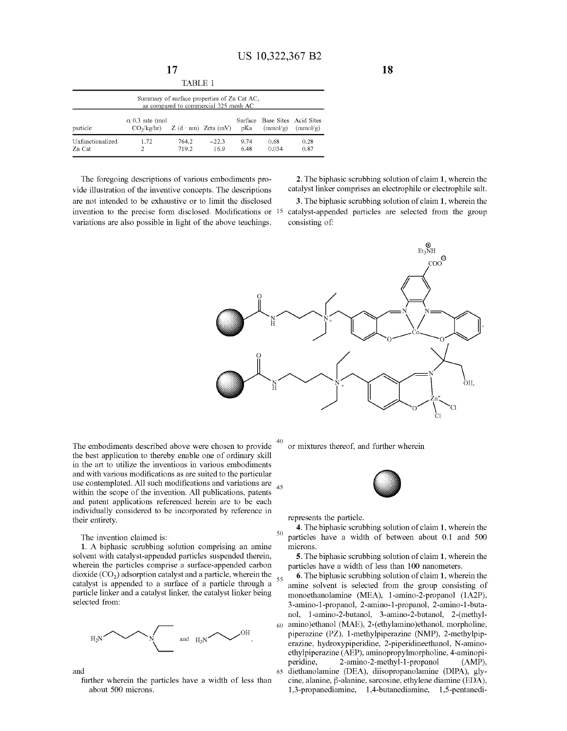TABLE 1

Summary of surface properties of Zn Cat AC, as compared to commercial 325 mesh AC

| particle | α 0.3 rate (mol $CO_2$/kg/hr) | Z (d · nm) | Zeta (mV) | Surface pKa | Base Sites (mmol/g) | Acid Sites (mmol/g) |
|---|---|---|---|---|---|---|
| Unfunctionalized | 1.72 | 764.2 | −22.3 | 9.74 | 0.68 | 0.28 |
| Zn Cat | 2 | 719.2 | 16.9 | 6.48 | 0.034 | 0.87 |

The foregoing descriptions of various embodiments provide illustration of the inventive concepts. The descriptions are not intended to be exhaustive or to limit the disclosed invention to the precise form disclosed. Modifications or variations are also possible in light of the above teachings. The embodiments described above were chosen to provide the best application to thereby enable one of ordinary skill in the art to utilize the inventions in various embodiments and with various modifications as are suited to the particular use contemplated. All such modifications and variations are within the scope of the invention. All publications, patents and patent applications referenced herein are to be each individually considered to be incorporated by reference in their entirety.

The invention claimed is:

1. A biphasic scrubbing solution comprising an amine solvent with catalyst-appended particles suspended therein, wherein the particles comprise a surface-appended carbon dioxide ($CO_2$) adsorption catalyst and a particle, wherein the catalyst is appended to a surface of a particle through a particle linker and a catalyst linker, the catalyst linker being selected from:

$H_2N$–$CH_2CH_2CH_2$–$N(CH_2CH_3)_2$ and $H_2N$–$CH_2CH_2$–OH,

and

further wherein the particles have a width of less than about 500 microns.

2. The biphasic scrubbing solution of claim 1, wherein the catalyst linker comprises an electrophile or electrophile salt.

3. The biphasic scrubbing solution of claim 1, wherein the catalyst-appended particles are selected from the group consisting of:

[Structure 1: particle–C(=O)–NH–$(CH_2)_3$–$N^+(C_2H_5)_2$–$CH_2$–salen Co complex bearing a $COO^-$ $Et_3NH^+$ substituent],

[Structure 2: particle–C(=O)–NH–$(CH_2)_3$–$N^+(C_2H_5)_2$–$CH_2$–salicylaldimine Zn(II)$Cl_2$ complex with N–C$(CH_3)_2$–$CH_2$OH],

or mixtures thereof, and further wherein

[filled sphere symbol]

represents the particle.

4. The biphasic scrubbing solution of claim 1, wherein the particles have a width of between about 0.1 and 500 microns.

5. The biphasic scrubbing solution of claim 1, wherein the particles have a width of less than 100 nanometers.

6. The biphasic scrubbing solution of claim 1, wherein the amine solvent is selected from the group consisting of monoethanolamine (MEA), 1-amino-2-propanol (1A2P), 3-amino-1-propanol, 2-amino-1-propanol, 2-amino-1-butanol, 1-amino-2-butanol, 3-amino-2-butanol, 2-(methylamino)ethanol (MAE), 2-(ethylamino)ethanol, morpholine, piperazine (PZ), 1-methylpiperazine (NMP), 2-methylpiperazine, hydroxypiperidine, 2-piperidineethanol, N-aminoethylpiperazine (AEP), aminopropylmorpholine, 4-aminopiperidine, 2-amino-2-methyl-1-propanol (AMP), diethanolamine (DEA), diisopropanolamine (DIPA), glycine, alanine, β-alanine, sarcosine, ethylene diamine (EDA), 1,3-propanediamine, 1,4-butanediamine, 1,5-pentanedi-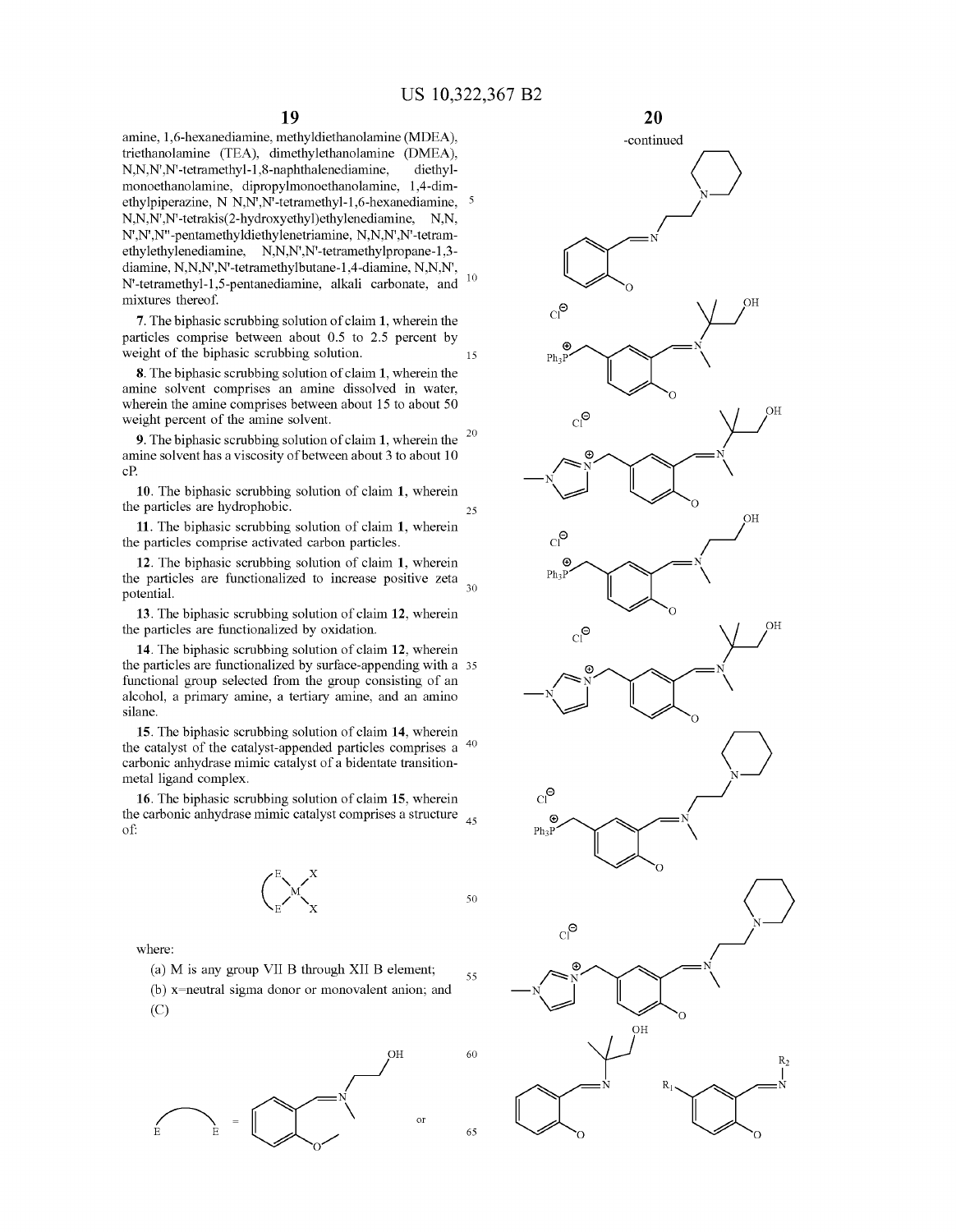amine, 1,6-hexanediamine, methyldiethanolamine (MDEA), triethanolamine (TEA), dimethylethanolamine (DMEA), N,N,N',N'-tetramethyl-1,8-naphthalenediamine, diethylmonoethanolamine, dipropylmonoethanolamine, 1,4-dimethylpiperazine, N N,N',N'-tetramethyl-1,6-hexanediamine, N,N,N',N'-tetrakis(2-hydroxyethyl)ethylenediamine, N,N,N',N',N''-pentamethyldiethylenetriamine, N,N,N',N'-tetramethylethylenediamine, N,N,N',N'-tetramethylpropane-1,3-diamine, N,N,N',N'-tetramethylbutane-1,4-diamine, N,N,N',N'-tetramethyl-1,5-pentanediamine, alkali carbonate, and mixtures thereof.

7. The biphasic scrubbing solution of claim 1, wherein the particles comprise between about 0.5 to 2.5 percent by weight of the biphasic scrubbing solution.

8. The biphasic scrubbing solution of claim 1, wherein the amine solvent comprises an amine dissolved in water, wherein the amine comprises between about 15 to about 50 weight percent of the amine solvent.

9. The biphasic scrubbing solution of claim 1, wherein the amine solvent has a viscosity of between about 3 to about 10 cP.

10. The biphasic scrubbing solution of claim 1, wherein the particles are hydrophobic.

11. The biphasic scrubbing solution of claim 1, wherein the particles comprise activated carbon particles.

12. The biphasic scrubbing solution of claim 1, wherein the particles are functionalized to increase positive zeta potential.

13. The biphasic scrubbing solution of claim 12, wherein the particles are functionalized by oxidation.

14. The biphasic scrubbing solution of claim 12, wherein the particles are functionalized by surface-appending with a functional group selected from the group consisting of an alcohol, a primary amine, a tertiary amine, and an amino silane.

15. The biphasic scrubbing solution of claim 14, wherein the catalyst of the catalyst-appended particles comprises a carbonic anhydrase mimic catalyst of a bidentate transition-metal ligand complex.

16. The biphasic scrubbing solution of claim 15, wherein the carbonic anhydrase mimic catalyst comprises a structure of:

where:

(a) M is any group VII B through XII B element;

(b) x=neutral sigma donor or monovalent anion; and

(C)

-continued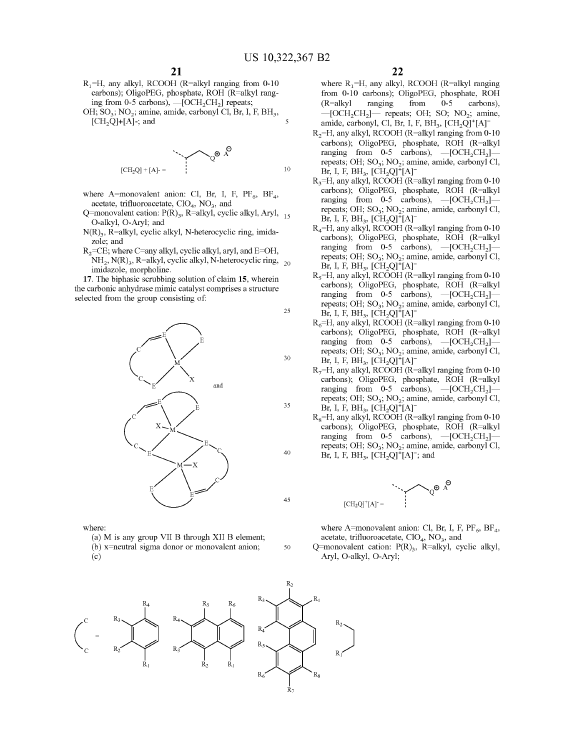$R_1$=H, any alkyl, RCOOH (R=alkyl ranging from 0-10 carbons); OligoPEG, phosphate, ROH (R=alkyl ranging from 0-5 carbons), —[$OCH_2CH_2$] repeats;

OH; $SO_3$; $NO_2$; amine, amide, carbonyl Cl, Br, I, F, $BH_3$, $[CH_2Q]+[A]-$; and

$[CH_2Q] + [A]- =$

where A=monovalent anion: Cl, Br, I, F, $PF_6$, $BF_4$, acetate, trifluoroacetate, $ClO_4$, $NO_3$, and

Q=monovalent cation: $P(R)_3$, R=alkyl, cyclic alkyl, Aryl, O-alkyl, O-Aryl; and

$N(R)_3$, R=alkyl, cyclic alkyl, N-heterocyclic ring, imidazole; and

$R_2$=CE; where C=any alkyl, cyclic alkyl, aryl, and E=OH, $NH_2$, $N(R)_3$, R=alkyl, cyclic alkyl, N-heterocyclic ring, imidazole, morpholine.

**17**. The biphasic scrubbing solution of claim **15**, wherein the carbonic anhydrase mimic catalyst comprises a structure selected from the group consisting of:

and

where:

(a) M is any group VII B through XII B element;

(b) x=neutral sigma donor or monovalent anion;

(c)

where $R_1$=H, any alkyl, RCOOH (R=alkyl ranging from 0-10 carbons); OligoPEG, phosphate, ROH (R=alkyl ranging from 0-5 carbons), —[$OCH_2CH_2$]— repeats; OH; SO; $NO_2$; amine, amide, carbonyl, Cl, Br, I, F, $BH_3$, $[CH_2Q]^+[A]^-$

$R_2$=H, any alkyl, RCOOH (R=alkyl ranging from 0-10 carbons); OligoPEG, phosphate, ROH (R=alkyl ranging from 0-5 carbons), —[$OCH_2CH_2$]— repeats; OH; $SO_3$; $NO_2$; amine, amide, carbonyl Cl, Br, I, F, $BH_3$, $[CH_2Q]^+[A]^-$

$R_3$=H, any alkyl, RCOOH (R=alkyl ranging from 0-10 carbons); OligoPEG, phosphate, ROH (R=alkyl ranging from 0-5 carbons), —[$OCH_2CH_2$]— repeats; OH; $SO_3$; $NO_2$; amine, amide, carbonyl Cl, Br, I, F, $BH_3$, $[CH_2Q]^+[A]^-$

$R_4$=H, any alkyl, RCOOH (R=alkyl ranging from 0-10 carbons); OligoPEG, phosphate, ROH (R=alkyl ranging from 0-5 carbons), —[$OCH_2CH_2$]— repeats; OH; $SO_3$; $NO_2$; amine, amide, carbonyl Cl, Br, I, F, $BH_3$, $[CH_2Q]^+[A]^-$

$R_5$=H, any alkyl, RCOOH (R=alkyl ranging from 0-10 carbons); OligoPEG, phosphate, ROH (R=alkyl ranging from 0-5 carbons), —[$OCH_2CH_2$]— repeats; OH; $SO_3$; $NO_2$; amine, amide, carbonyl Cl, Br, I, F, $BH_3$, $[CH_2Q]^+[A]^-$

$R_6$=H, any alkyl, RCOOH (R=alkyl ranging from 0-10 carbons); OligoPEG, phosphate, ROH (R=alkyl ranging from 0-5 carbons), —[$OCH_2CH_2$]— repeats; OH; $SO_3$; $NO_2$; amine, amide, carbonyl Cl, Br, I, F, $BH_3$, $[CH_2Q]^+[A]^-$

$R_7$=H, any alkyl, RCOOH (R=alkyl ranging from 0-10 carbons); OligoPEG, phosphate, ROH (R=alkyl ranging from 0-5 carbons), —[$OCH_2CH_2$]— repeats; OH; $SO_3$; $NO_2$; amine, amide, carbonyl Cl, Br, I, F, $BH_3$, $[CH_2Q]^+[A]^-$

$R_8$=H, any alkyl, RCOOH (R=alkyl ranging from 0-10 carbons); OligoPEG, phosphate, ROH (R=alkyl ranging from 0-5 carbons), —[$OCH_2CH_2$]— repeats; OH; $SO_3$; $NO_2$; amine, amide, carbonyl Cl, Br, I, F, $BH_3$, $[CH_2Q]^+[A]^-$; and

$[CH_2Q]^+[A]^- =$

where A=monovalent anion: Cl, Br, I, F, $PF_6$, $BF_4$, acetate, trifluoroacetate, $ClO_4$, $NO_3$, and

Q=monovalent cation: $P(R)_3$, R=alkyl, cyclic alkyl, Aryl, O-alkyl, O-Aryl;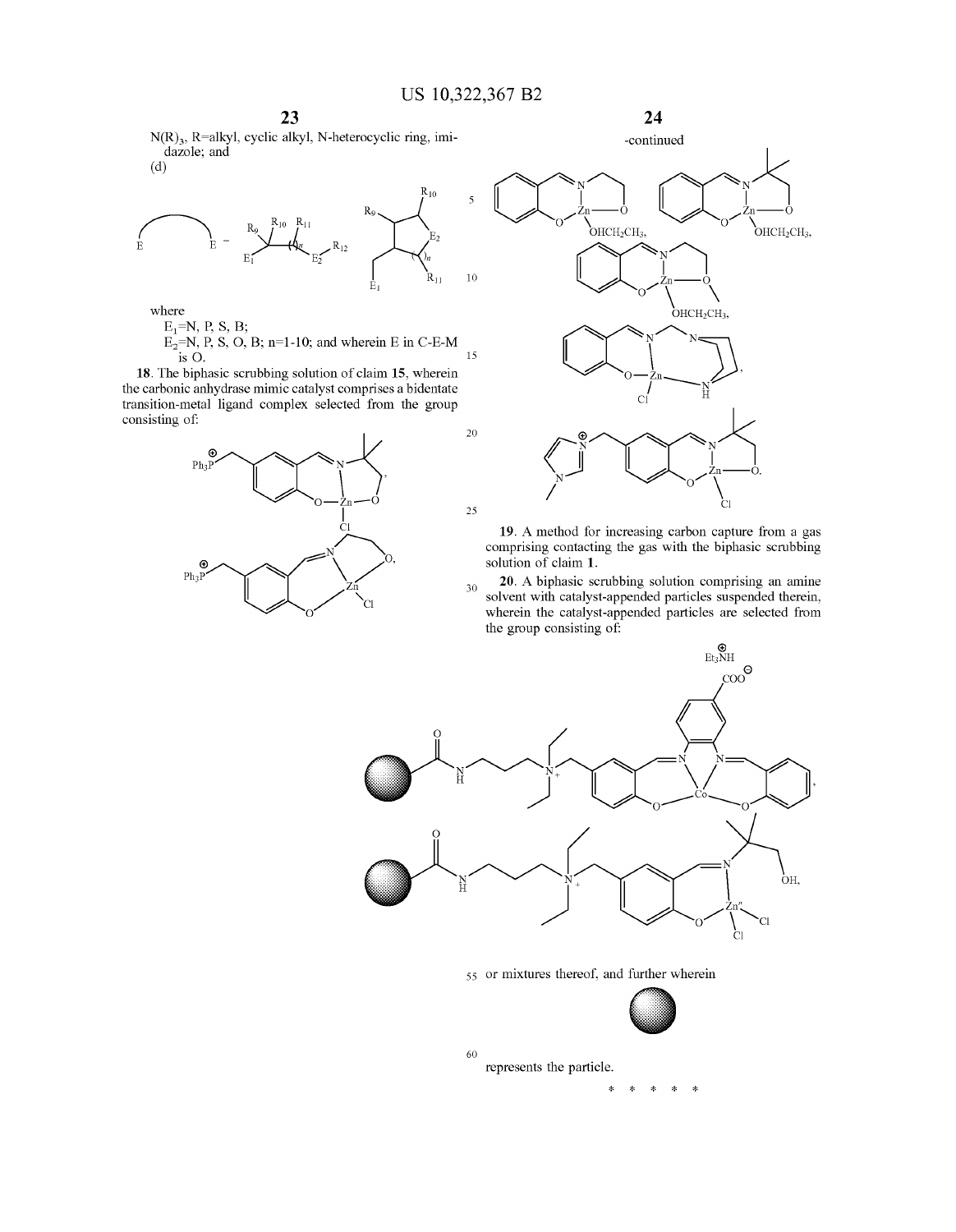$N(R)_3$, R=alkyl, cyclic alkyl, N-heterocyclic ring, imidazole; and

(d)

where

$E_1$=N, P, S, B;

$E_2$=N, P, S, O, B; n=1-10; and wherein E in C-E-M is O.

**18**. The biphasic scrubbing solution of claim **15**, wherein the carbonic anhydrase mimic catalyst comprises a bidentate transition-metal ligand complex selected from the group consisting of:

-continued

**19**. A method for increasing carbon capture from a gas comprising contacting the gas with the biphasic scrubbing solution of claim **1**.

**20**. A biphasic scrubbing solution comprising an amine solvent with catalyst-appended particles suspended therein, wherein the catalyst-appended particles are selected from the group consisting of:

or mixtures thereof, and further wherein

represents the particle.

* * * * *